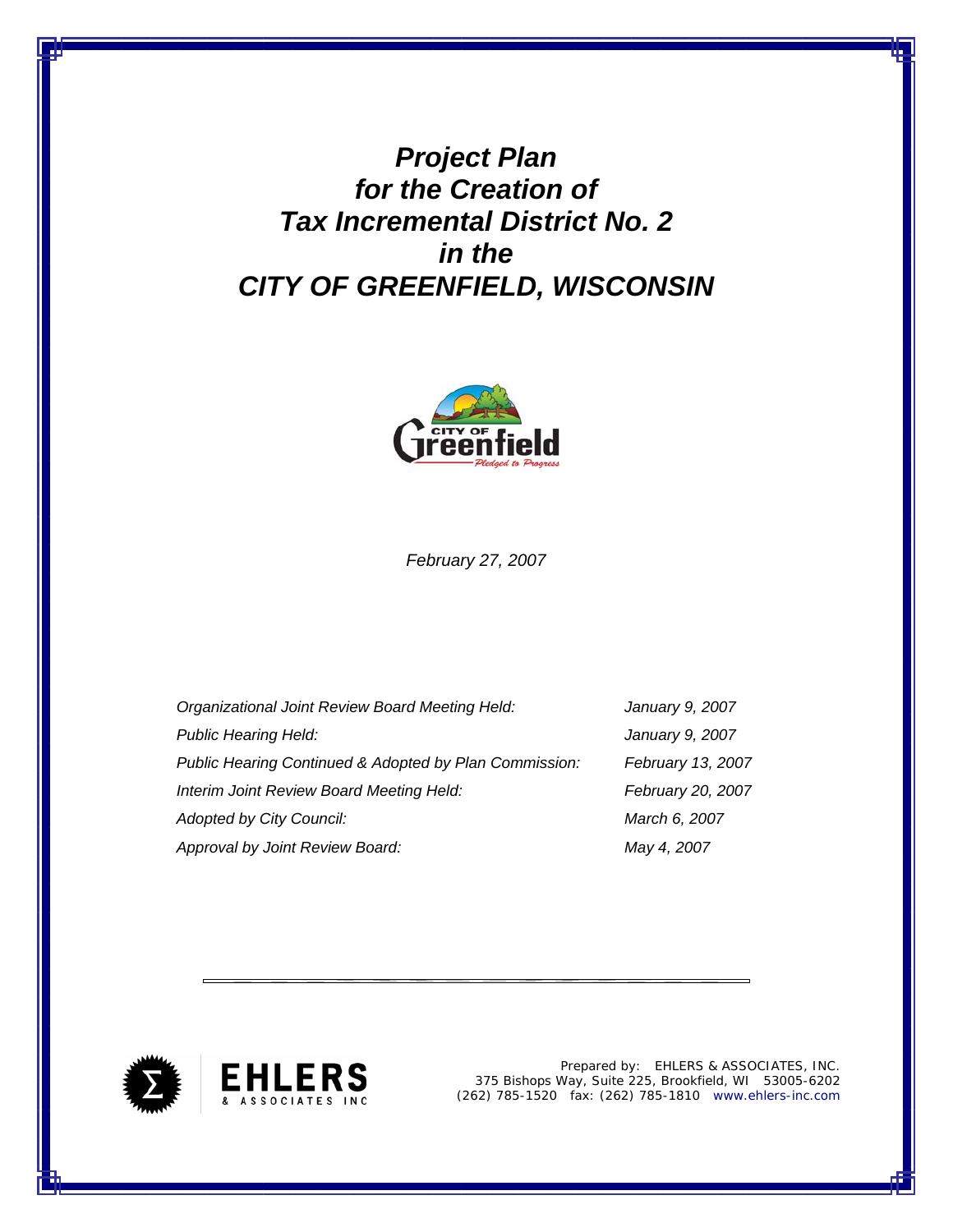# *Project Plan for the Creation of Tax Incremental District No. 2 in the CITY OF GREENFIELD, WISCONSIN*

*February 27, 2007*

| | |
|---|---|
| *Organizational Joint Review Board Meeting Held:* | *January 9, 2007* |
| *Public Hearing Held:* | *January 9, 2007* |
| *Public Hearing Continued & Adopted by Plan Commission:* | *February 13, 2007* |
| *Interim Joint Review Board Meeting Held:* | *February 20, 2007* |
| *Adopted by City Council:* | *March 6, 2007* |
| *Approval by Joint Review Board:* | *May 4, 2007* |

Prepared by: EHLERS & ASSOCIATES, INC.
375 Bishops Way, Suite 225, Brookfield, WI 53005-6202
(262) 785-1520 fax: (262) 785-1810 www.ehlers-inc.com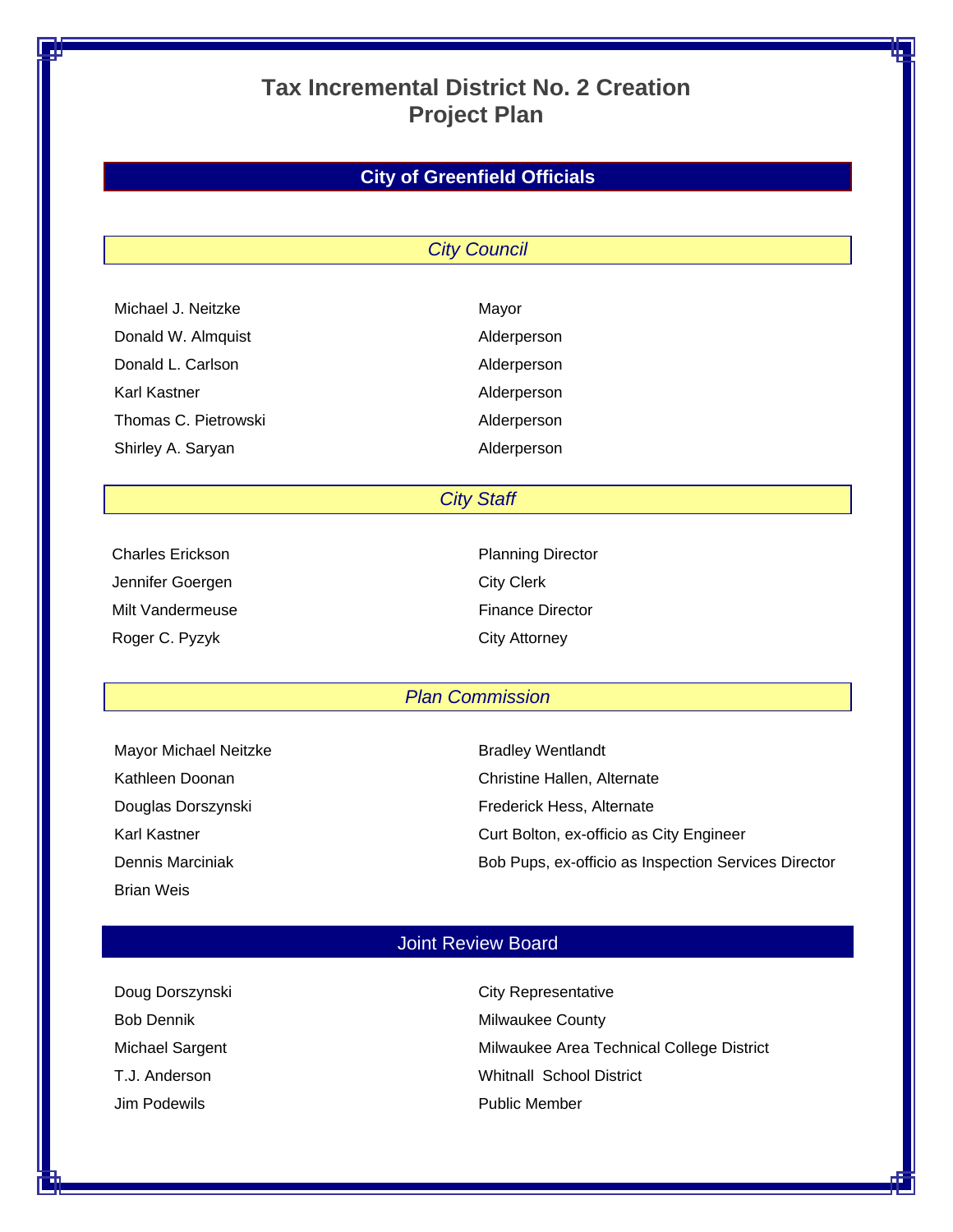# Tax Incremental District No. 2 Creation Project Plan

## City of Greenfield Officials

### *City Council*

| | |
|---|---|
| Michael J. Neitzke | Mayor |
| Donald W. Almquist | Alderperson |
| Donald L. Carlson | Alderperson |
| Karl Kastner | Alderperson |
| Thomas C. Pietrowski | Alderperson |
| Shirley A. Saryan | Alderperson |

### *City Staff*

| | |
|---|---|
| Charles Erickson | Planning Director |
| Jennifer Goergen | City Clerk |
| Milt Vandermeuse | Finance Director |
| Roger C. Pyzyk | City Attorney |

### *Plan Commission*

- Mayor Michael Neitzke
- Kathleen Doonan
- Douglas Dorszynski
- Karl Kastner
- Dennis Marciniak
- Brian Weis
- Bradley Wentlandt
- Christine Hallen, Alternate
- Frederick Hess, Alternate
- Curt Bolton, ex-officio as City Engineer
- Bob Pups, ex-officio as Inspection Services Director

## Joint Review Board

| | |
|---|---|
| Doug Dorszynski | City Representative |
| Bob Dennik | Milwaukee County |
| Michael Sargent | Milwaukee Area Technical College District |
| T.J. Anderson | Whitnall School District |
| Jim Podewils | Public Member |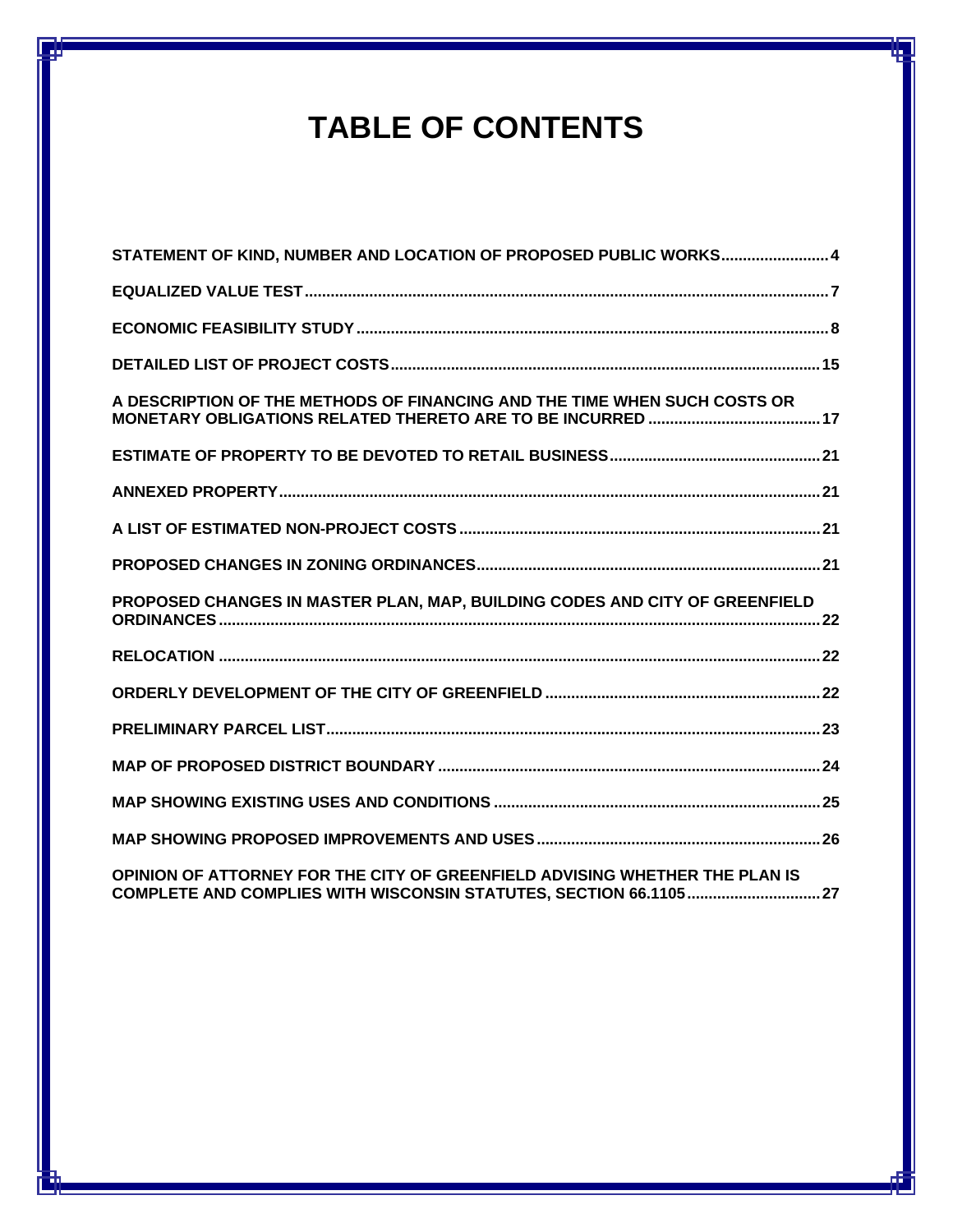# TABLE OF CONTENTS

| | |
|---|---|
| STATEMENT OF KIND, NUMBER AND LOCATION OF PROPOSED PUBLIC WORKS | 4 |
| EQUALIZED VALUE TEST | 7 |
| ECONOMIC FEASIBILITY STUDY | 8 |
| DETAILED LIST OF PROJECT COSTS | 15 |
| A DESCRIPTION OF THE METHODS OF FINANCING AND THE TIME WHEN SUCH COSTS OR MONETARY OBLIGATIONS RELATED THERETO ARE TO BE INCURRED | 17 |
| ESTIMATE OF PROPERTY TO BE DEVOTED TO RETAIL BUSINESS | 21 |
| ANNEXED PROPERTY | 21 |
| A LIST OF ESTIMATED NON-PROJECT COSTS | 21 |
| PROPOSED CHANGES IN ZONING ORDINANCES | 21 |
| PROPOSED CHANGES IN MASTER PLAN, MAP, BUILDING CODES AND CITY OF GREENFIELD ORDINANCES | 22 |
| RELOCATION | 22 |
| ORDERLY DEVELOPMENT OF THE CITY OF GREENFIELD | 22 |
| PRELIMINARY PARCEL LIST | 23 |
| MAP OF PROPOSED DISTRICT BOUNDARY | 24 |
| MAP SHOWING EXISTING USES AND CONDITIONS | 25 |
| MAP SHOWING PROPOSED IMPROVEMENTS AND USES | 26 |
| OPINION OF ATTORNEY FOR THE CITY OF GREENFIELD ADVISING WHETHER THE PLAN IS COMPLETE AND COMPLIES WITH WISCONSIN STATUTES, SECTION 66.1105 | 27 |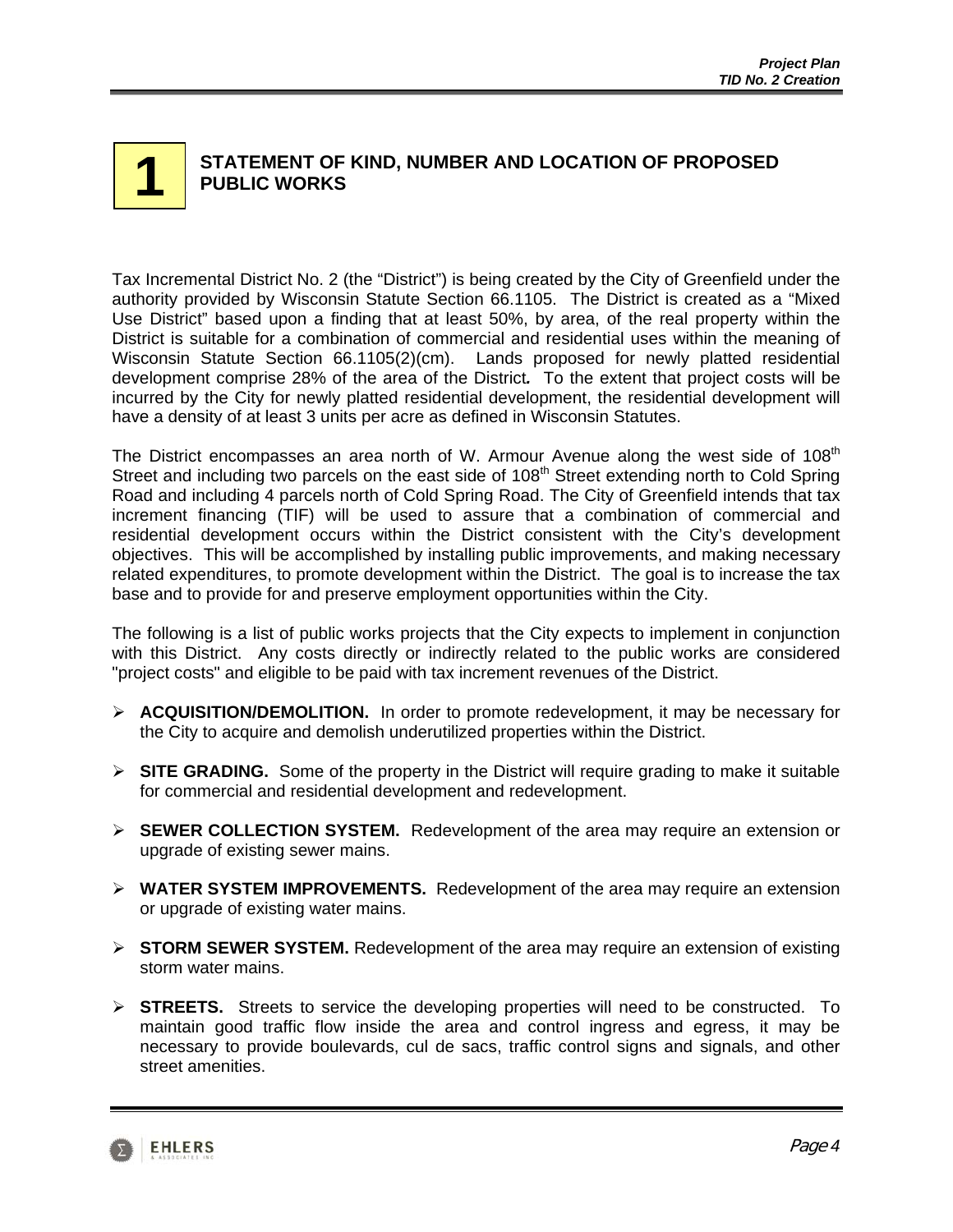# 1 STATEMENT OF KIND, NUMBER AND LOCATION OF PROPOSED PUBLIC WORKS

Tax Incremental District No. 2 (the "District") is being created by the City of Greenfield under the authority provided by Wisconsin Statute Section 66.1105. The District is created as a "Mixed Use District" based upon a finding that at least 50%, by area, of the real property within the District is suitable for a combination of commercial and residential uses within the meaning of Wisconsin Statute Section 66.1105(2)(cm). Lands proposed for newly platted residential development comprise 28% of the area of the District**.** To the extent that project costs will be incurred by the City for newly platted residential development, the residential development will have a density of at least 3 units per acre as defined in Wisconsin Statutes.

The District encompasses an area north of W. Armour Avenue along the west side of 108th Street and including two parcels on the east side of 108th Street extending north to Cold Spring Road and including 4 parcels north of Cold Spring Road. The City of Greenfield intends that tax increment financing (TIF) will be used to assure that a combination of commercial and residential development occurs within the District consistent with the City's development objectives. This will be accomplished by installing public improvements, and making necessary related expenditures, to promote development within the District. The goal is to increase the tax base and to provide for and preserve employment opportunities within the City.

The following is a list of public works projects that the City expects to implement in conjunction with this District. Any costs directly or indirectly related to the public works are considered "project costs" and eligible to be paid with tax increment revenues of the District.

- **ACQUISITION/DEMOLITION.** In order to promote redevelopment, it may be necessary for the City to acquire and demolish underutilized properties within the District.
- **SITE GRADING.** Some of the property in the District will require grading to make it suitable for commercial and residential development and redevelopment.
- **SEWER COLLECTION SYSTEM.** Redevelopment of the area may require an extension or upgrade of existing sewer mains.
- **WATER SYSTEM IMPROVEMENTS.** Redevelopment of the area may require an extension or upgrade of existing water mains.
- **STORM SEWER SYSTEM.** Redevelopment of the area may require an extension of existing storm water mains.
- **STREETS.** Streets to service the developing properties will need to be constructed. To maintain good traffic flow inside the area and control ingress and egress, it may be necessary to provide boulevards, cul de sacs, traffic control signs and signals, and other street amenities.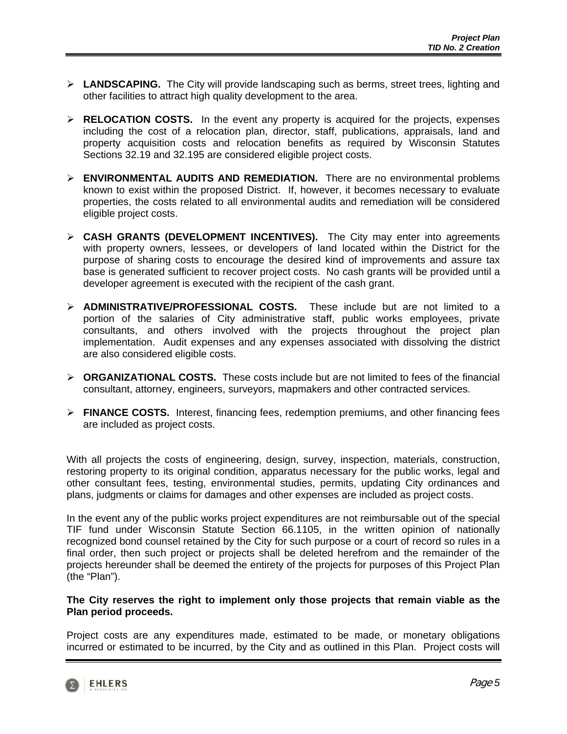- **LANDSCAPING.** The City will provide landscaping such as berms, street trees, lighting and other facilities to attract high quality development to the area.

- **RELOCATION COSTS.** In the event any property is acquired for the projects, expenses including the cost of a relocation plan, director, staff, publications, appraisals, land and property acquisition costs and relocation benefits as required by Wisconsin Statutes Sections 32.19 and 32.195 are considered eligible project costs.

- **ENVIRONMENTAL AUDITS AND REMEDIATION.** There are no environmental problems known to exist within the proposed District. If, however, it becomes necessary to evaluate properties, the costs related to all environmental audits and remediation will be considered eligible project costs.

- **CASH GRANTS (DEVELOPMENT INCENTIVES).** The City may enter into agreements with property owners, lessees, or developers of land located within the District for the purpose of sharing costs to encourage the desired kind of improvements and assure tax base is generated sufficient to recover project costs. No cash grants will be provided until a developer agreement is executed with the recipient of the cash grant.

- **ADMINISTRATIVE/PROFESSIONAL COSTS.** These include but are not limited to a portion of the salaries of City administrative staff, public works employees, private consultants, and others involved with the projects throughout the project plan implementation. Audit expenses and any expenses associated with dissolving the district are also considered eligible costs.

- **ORGANIZATIONAL COSTS.** These costs include but are not limited to fees of the financial consultant, attorney, engineers, surveyors, mapmakers and other contracted services.

- **FINANCE COSTS.** Interest, financing fees, redemption premiums, and other financing fees are included as project costs.

With all projects the costs of engineering, design, survey, inspection, materials, construction, restoring property to its original condition, apparatus necessary for the public works, legal and other consultant fees, testing, environmental studies, permits, updating City ordinances and plans, judgments or claims for damages and other expenses are included as project costs.

In the event any of the public works project expenditures are not reimbursable out of the special TIF fund under Wisconsin Statute Section 66.1105, in the written opinion of nationally recognized bond counsel retained by the City for such purpose or a court of record so rules in a final order, then such project or projects shall be deleted herefrom and the remainder of the projects hereunder shall be deemed the entirety of the projects for purposes of this Project Plan (the "Plan").

**The City reserves the right to implement only those projects that remain viable as the Plan period proceeds.**

Project costs are any expenditures made, estimated to be made, or monetary obligations incurred or estimated to be incurred, by the City and as outlined in this Plan. Project costs will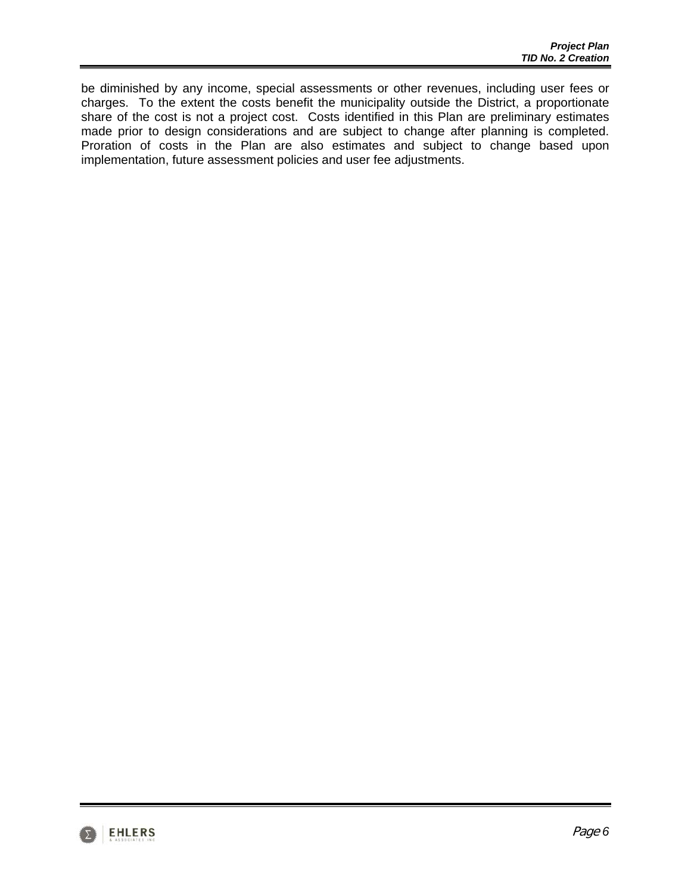be diminished by any income, special assessments or other revenues, including user fees or charges. To the extent the costs benefit the municipality outside the District, a proportionate share of the cost is not a project cost. Costs identified in this Plan are preliminary estimates made prior to design considerations and are subject to change after planning is completed. Proration of costs in the Plan are also estimates and subject to change based upon implementation, future assessment policies and user fee adjustments.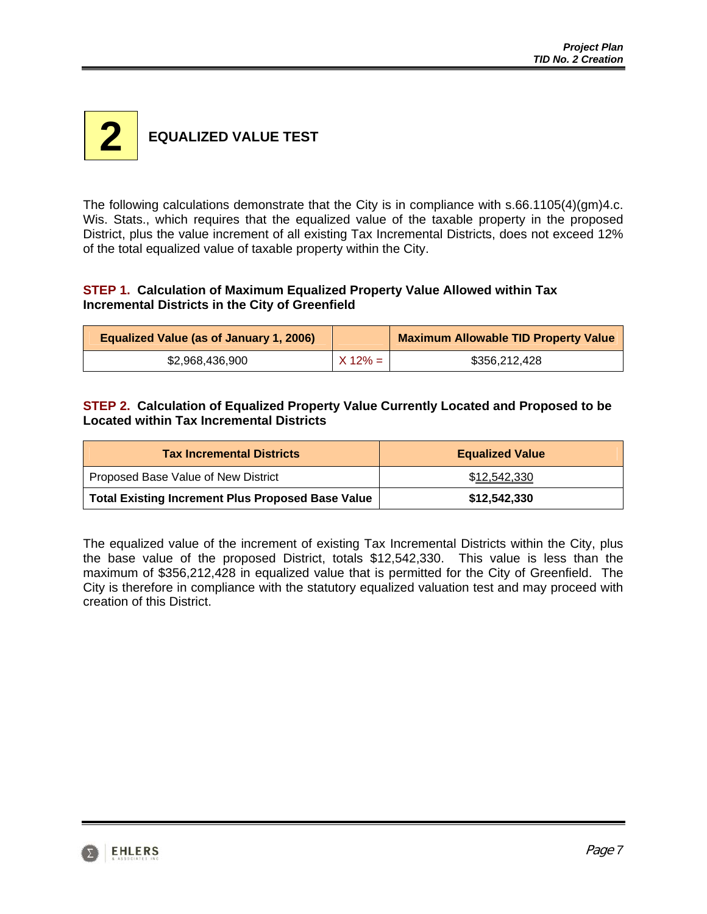# 2 EQUALIZED VALUE TEST

The following calculations demonstrate that the City is in compliance with s.66.1105(4)(gm)4.c. Wis. Stats., which requires that the equalized value of the taxable property in the proposed District, plus the value increment of all existing Tax Incremental Districts, does not exceed 12% of the total equalized value of taxable property within the City.

**STEP 1. Calculation of Maximum Equalized Property Value Allowed within Tax Incremental Districts in the City of Greenfield**

| Equalized Value (as of January 1, 2006) | | Maximum Allowable TID Property Value |
|---|---|---|
| $2,968,436,900 | X 12% = | $356,212,428 |

**STEP 2. Calculation of Equalized Property Value Currently Located and Proposed to be Located within Tax Incremental Districts**

| Tax Incremental Districts | Equalized Value |
|---|---|
| Proposed Base Value of New District | $12,542,330 |
| **Total Existing Increment Plus Proposed Base Value** | **$12,542,330** |

The equalized value of the increment of existing Tax Incremental Districts within the City, plus the base value of the proposed District, totals $12,542,330. This value is less than the maximum of $356,212,428 in equalized value that is permitted for the City of Greenfield. The City is therefore in compliance with the statutory equalized valuation test and may proceed with creation of this District.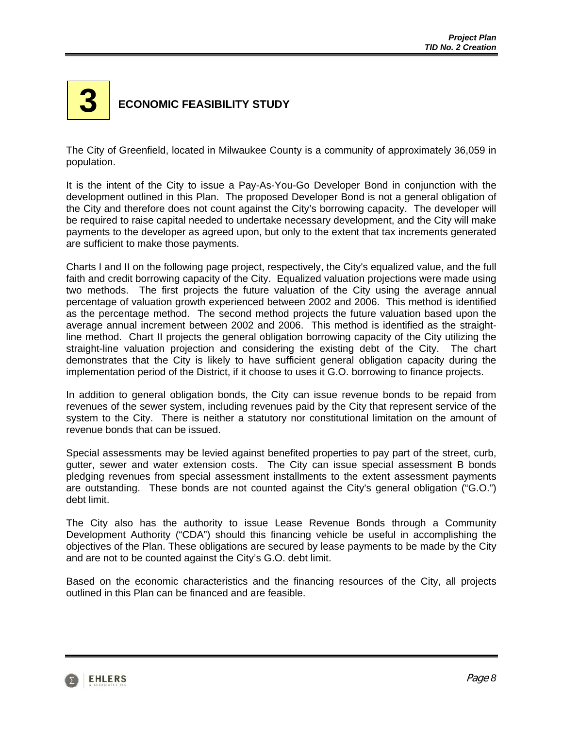# 3 ECONOMIC FEASIBILITY STUDY

The City of Greenfield, located in Milwaukee County is a community of approximately 36,059 in population.

It is the intent of the City to issue a Pay-As-You-Go Developer Bond in conjunction with the development outlined in this Plan. The proposed Developer Bond is not a general obligation of the City and therefore does not count against the City's borrowing capacity. The developer will be required to raise capital needed to undertake necessary development, and the City will make payments to the developer as agreed upon, but only to the extent that tax increments generated are sufficient to make those payments.

Charts I and II on the following page project, respectively, the City's equalized value, and the full faith and credit borrowing capacity of the City. Equalized valuation projections were made using two methods. The first projects the future valuation of the City using the average annual percentage of valuation growth experienced between 2002 and 2006. This method is identified as the percentage method. The second method projects the future valuation based upon the average annual increment between 2002 and 2006. This method is identified as the straight-line method. Chart II projects the general obligation borrowing capacity of the City utilizing the straight-line valuation projection and considering the existing debt of the City. The chart demonstrates that the City is likely to have sufficient general obligation capacity during the implementation period of the District, if it choose to uses it G.O. borrowing to finance projects.

In addition to general obligation bonds, the City can issue revenue bonds to be repaid from revenues of the sewer system, including revenues paid by the City that represent service of the system to the City. There is neither a statutory nor constitutional limitation on the amount of revenue bonds that can be issued.

Special assessments may be levied against benefited properties to pay part of the street, curb, gutter, sewer and water extension costs. The City can issue special assessment B bonds pledging revenues from special assessment installments to the extent assessment payments are outstanding. These bonds are not counted against the City's general obligation ("G.O.") debt limit.

The City also has the authority to issue Lease Revenue Bonds through a Community Development Authority ("CDA") should this financing vehicle be useful in accomplishing the objectives of the Plan. These obligations are secured by lease payments to be made by the City and are not to be counted against the City's G.O. debt limit.

Based on the economic characteristics and the financing resources of the City, all projects outlined in this Plan can be financed and are feasible.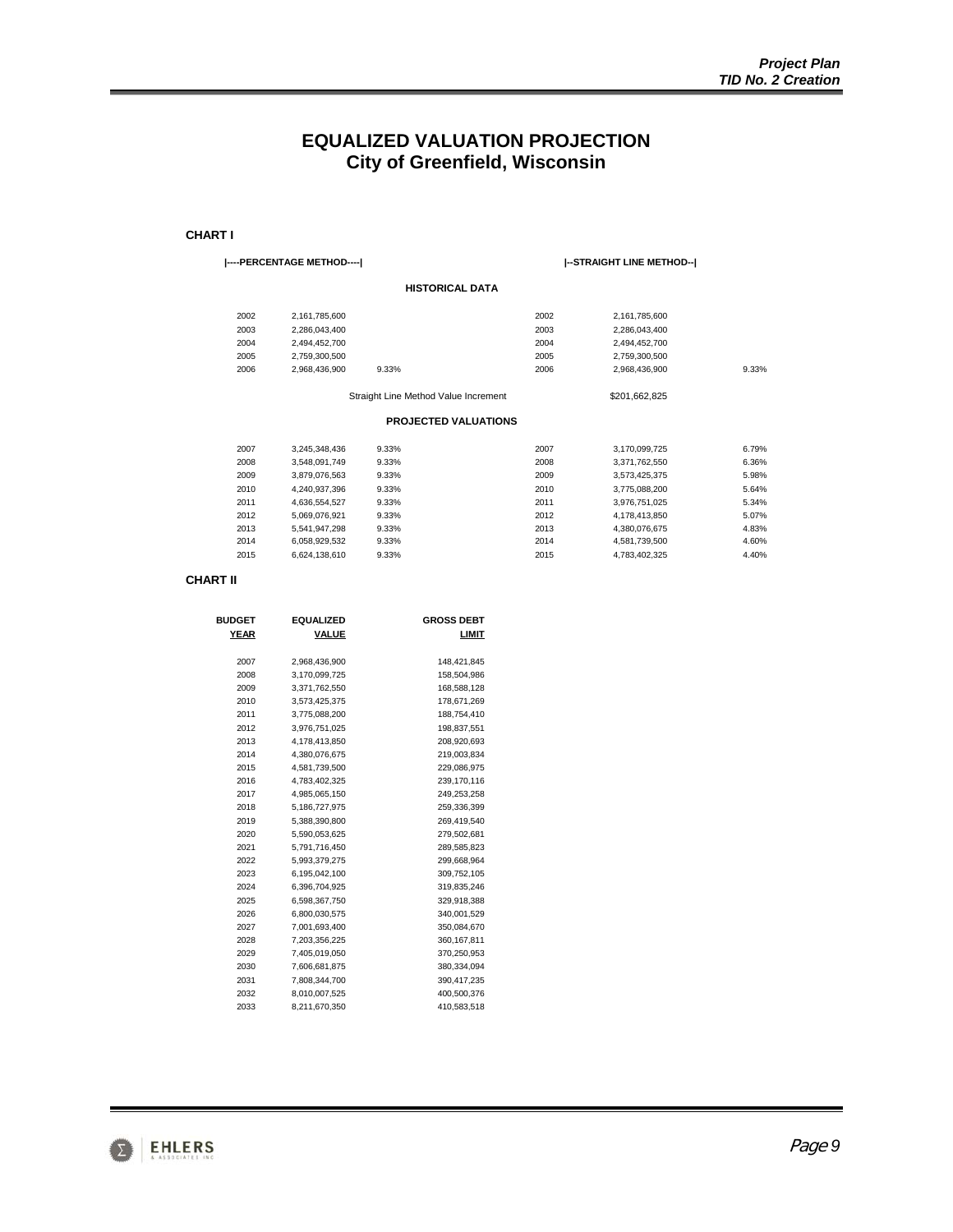# EQUALIZED VALUATION PROJECTION
## City of Greenfield, Wisconsin

**CHART I**

| \|----PERCENTAGE METHOD----\| | | | \|--STRAIGHT LINE METHOD--\| | | |
|---|---|---|---|---|---|
| **HISTORICAL DATA** | | | | | |
| 2002 | 2,161,785,600 | | 2002 | 2,161,785,600 | |
| 2003 | 2,286,043,400 | | 2003 | 2,286,043,400 | |
| 2004 | 2,494,452,700 | | 2004 | 2,494,452,700 | |
| 2005 | 2,759,300,500 | | 2005 | 2,759,300,500 | |
| 2006 | 2,968,436,900 | 9.33% | 2006 | 2,968,436,900 | 9.33% |
| | | Straight Line Method Value Increment | | $201,662,825 | |
| **PROJECTED VALUATIONS** | | | | | |
| 2007 | 3,245,348,436 | 9.33% | 2007 | 3,170,099,725 | 6.79% |
| 2008 | 3,548,091,749 | 9.33% | 2008 | 3,371,762,550 | 6.36% |
| 2009 | 3,879,076,563 | 9.33% | 2009 | 3,573,425,375 | 5.98% |
| 2010 | 4,240,937,396 | 9.33% | 2010 | 3,775,088,200 | 5.64% |
| 2011 | 4,636,554,527 | 9.33% | 2011 | 3,976,751,025 | 5.34% |
| 2012 | 5,069,076,921 | 9.33% | 2012 | 4,178,413,850 | 5.07% |
| 2013 | 5,541,947,298 | 9.33% | 2013 | 4,380,076,675 | 4.83% |
| 2014 | 6,058,929,532 | 9.33% | 2014 | 4,581,739,500 | 4.60% |
| 2015 | 6,624,138,610 | 9.33% | 2015 | 4,783,402,325 | 4.40% |

**CHART II**

| BUDGET YEAR | EQUALIZED VALUE | GROSS DEBT LIMIT |
|---|---|---|
| 2007 | 2,968,436,900 | 148,421,845 |
| 2008 | 3,170,099,725 | 158,504,986 |
| 2009 | 3,371,762,550 | 168,588,128 |
| 2010 | 3,573,425,375 | 178,671,269 |
| 2011 | 3,775,088,200 | 188,754,410 |
| 2012 | 3,976,751,025 | 198,837,551 |
| 2013 | 4,178,413,850 | 208,920,693 |
| 2014 | 4,380,076,675 | 219,003,834 |
| 2015 | 4,581,739,500 | 229,086,975 |
| 2016 | 4,783,402,325 | 239,170,116 |
| 2017 | 4,985,065,150 | 249,253,258 |
| 2018 | 5,186,727,975 | 259,336,399 |
| 2019 | 5,388,390,800 | 269,419,540 |
| 2020 | 5,590,053,625 | 279,502,681 |
| 2021 | 5,791,716,450 | 289,585,823 |
| 2022 | 5,993,379,275 | 299,668,964 |
| 2023 | 6,195,042,100 | 309,752,105 |
| 2024 | 6,396,704,925 | 319,835,246 |
| 2025 | 6,598,367,750 | 329,918,388 |
| 2026 | 6,800,030,575 | 340,001,529 |
| 2027 | 7,001,693,400 | 350,084,670 |
| 2028 | 7,203,356,225 | 360,167,811 |
| 2029 | 7,405,019,050 | 370,250,953 |
| 2030 | 7,606,681,875 | 380,334,094 |
| 2031 | 7,808,344,700 | 390,417,235 |
| 2032 | 8,010,007,525 | 400,500,376 |
| 2033 | 8,211,670,350 | 410,583,518 |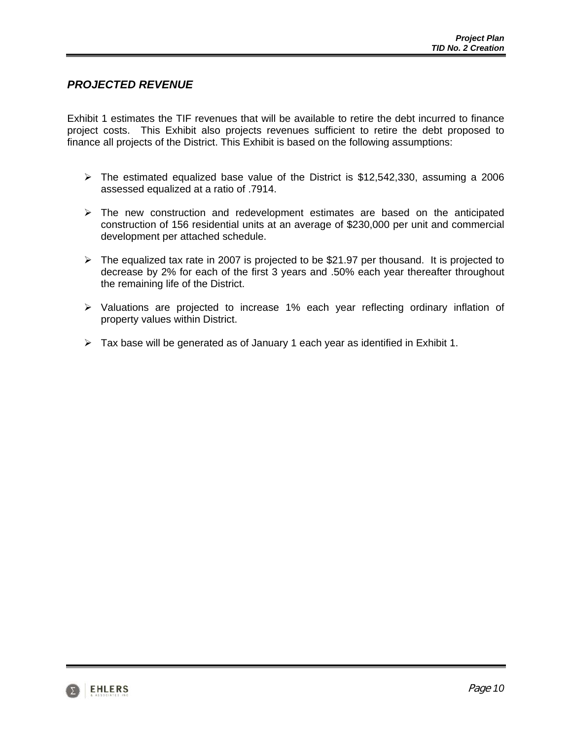## *PROJECTED REVENUE*

Exhibit 1 estimates the TIF revenues that will be available to retire the debt incurred to finance project costs. This Exhibit also projects revenues sufficient to retire the debt proposed to finance all projects of the District. This Exhibit is based on the following assumptions:

- The estimated equalized base value of the District is $12,542,330, assuming a 2006 assessed equalized at a ratio of .7914.
- The new construction and redevelopment estimates are based on the anticipated construction of 156 residential units at an average of $230,000 per unit and commercial development per attached schedule.
- The equalized tax rate in 2007 is projected to be $21.97 per thousand. It is projected to decrease by 2% for each of the first 3 years and .50% each year thereafter throughout the remaining life of the District.
- Valuations are projected to increase 1% each year reflecting ordinary inflation of property values within District.
- Tax base will be generated as of January 1 each year as identified in Exhibit 1.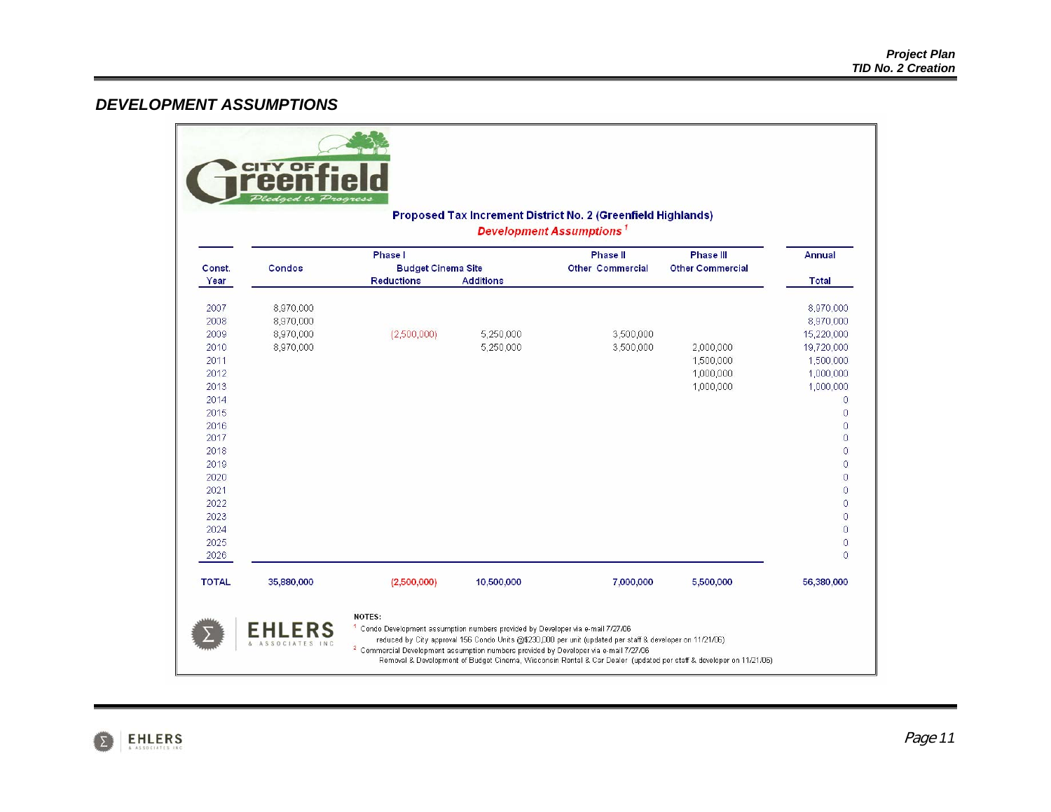## DEVELOPMENT ASSUMPTIONS

CITY OF Greenfield
Pledged to Progress

**Proposed Tax Increment District No. 2 (Greenfield Highlands)**

***Development Assumptions*** [1]

| Const. Year | Condos | Phase I Budget Cinema Site Reductions | Phase I Budget Cinema Site Additions | Phase II Other Commercial | Phase III Other Commercial | Annual Total |
|---|---|---|---|---|---|---|
| 2007 | 8,970,000 | | | | | 8,970,000 |
| 2008 | 8,970,000 | | | | | 8,970,000 |
| 2009 | 8,970,000 | (2,500,000) | 5,250,000 | 3,500,000 | | 15,220,000 |
| 2010 | 8,970,000 | | 5,250,000 | 3,500,000 | 2,000,000 | 19,720,000 |
| 2011 | | | | | 1,500,000 | 1,500,000 |
| 2012 | | | | | 1,000,000 | 1,000,000 |
| 2013 | | | | | 1,000,000 | 1,000,000 |
| 2014 | | | | | | 0 |
| 2015 | | | | | | 0 |
| 2016 | | | | | | 0 |
| 2017 | | | | | | 0 |
| 2018 | | | | | | 0 |
| 2019 | | | | | | 0 |
| 2020 | | | | | | 0 |
| 2021 | | | | | | 0 |
| 2022 | | | | | | 0 |
| 2023 | | | | | | 0 |
| 2024 | | | | | | 0 |
| 2025 | | | | | | 0 |
| 2026 | | | | | | 0 |
| **TOTAL** | **35,880,000** | **(2,500,000)** | **10,500,000** | **7,000,000** | **5,500,000** | **56,380,000** |

EHLERS & ASSOCIATES INC

NOTES:

[1] Condo Development assumption numbers provided by Developer via e-mail 7/27/06
reduced by City approval 156 Condo Units @$230,000 per unit (updated per staff & developer on 11/21/06)

[2] Commercial Development assumption numbers provided by Developer via e-mail 7/27/06
Removal & Development of Budget Cinema, Wisconsin Rental & Car Dealer (updated per staff & developer on 11/21/06)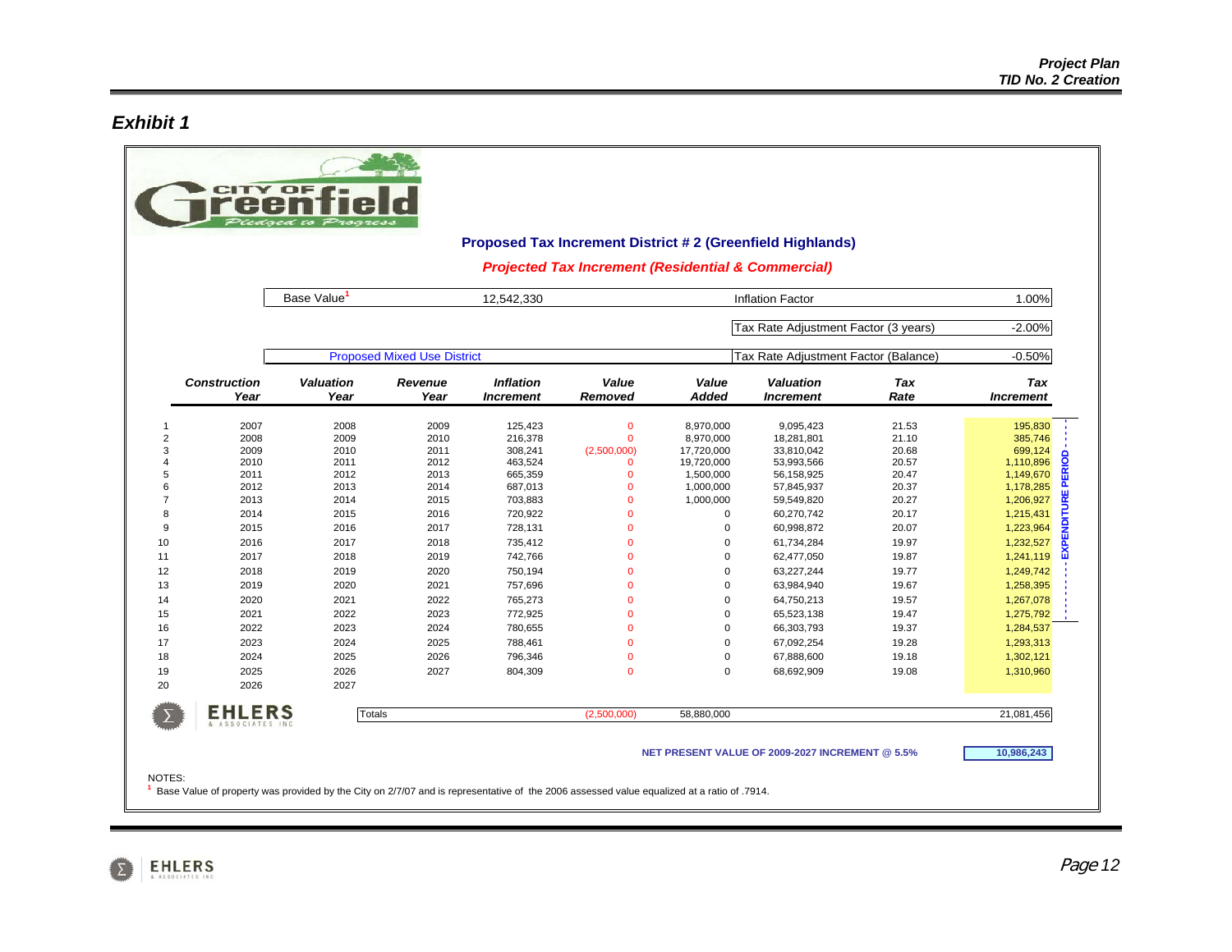# Exhibit 1

CITY OF Greenfield
*Pledged to Progress*

**Proposed Tax Increment District # 2 (Greenfield Highlands)**

***Projected Tax Increment (Residential & Commercial)***

| Base Value[1] | 12,542,330 | Inflation Factor | 1.00% |
|---|---|---|---|
| | | Tax Rate Adjustment Factor (3 years) | -2.00% |
| Proposed Mixed Use District | | Tax Rate Adjustment Factor (Balance) | -0.50% |

| | Construction Year | Valuation Year | Revenue Year | Inflation Increment | Value Removed | Value Added | Valuation Increment | Tax Rate | Tax Increment |
|---|---|---|---|---|---|---|---|---|---|
| 1 | 2007 | 2008 | 2009 | 125,423 | 0 | 8,970,000 | 9,095,423 | 21.53 | 195,830 |
| 2 | 2008 | 2009 | 2010 | 216,378 | 0 | 8,970,000 | 18,281,801 | 21.10 | 385,746 |
| 3 | 2009 | 2010 | 2011 | 308,241 | (2,500,000) | 17,720,000 | 33,810,042 | 20.68 | 699,124 |
| 4 | 2010 | 2011 | 2012 | 463,524 | 0 | 19,720,000 | 53,993,566 | 20.57 | 1,110,896 |
| 5 | 2011 | 2012 | 2013 | 665,359 | 0 | 1,500,000 | 56,158,925 | 20.47 | 1,149,670 |
| 6 | 2012 | 2013 | 2014 | 687,013 | 0 | 1,000,000 | 57,845,937 | 20.37 | 1,178,285 |
| 7 | 2013 | 2014 | 2015 | 703,883 | 0 | 1,000,000 | 59,549,820 | 20.27 | 1,206,927 |
| 8 | 2014 | 2015 | 2016 | 720,922 | 0 | 0 | 60,270,742 | 20.17 | 1,215,431 |
| 9 | 2015 | 2016 | 2017 | 728,131 | 0 | 0 | 60,998,872 | 20.07 | 1,223,964 |
| 10 | 2016 | 2017 | 2018 | 735,412 | 0 | 0 | 61,734,284 | 19.97 | 1,232,527 |
| 11 | 2017 | 2018 | 2019 | 742,766 | 0 | 0 | 62,477,050 | 19.87 | 1,241,119 |
| 12 | 2018 | 2019 | 2020 | 750,194 | 0 | 0 | 63,227,244 | 19.77 | 1,249,742 |
| 13 | 2019 | 2020 | 2021 | 757,696 | 0 | 0 | 63,984,940 | 19.67 | 1,258,395 |
| 14 | 2020 | 2021 | 2022 | 765,273 | 0 | 0 | 64,750,213 | 19.57 | 1,267,078 |
| 15 | 2021 | 2022 | 2023 | 772,925 | 0 | 0 | 65,523,138 | 19.47 | 1,275,792 |
| 16 | 2022 | 2023 | 2024 | 780,655 | 0 | 0 | 66,303,793 | 19.37 | 1,284,537 |
| 17 | 2023 | 2024 | 2025 | 788,461 | 0 | 0 | 67,092,254 | 19.28 | 1,293,313 |
| 18 | 2024 | 2025 | 2026 | 796,346 | 0 | 0 | 67,888,600 | 19.18 | 1,302,121 |
| 19 | 2025 | 2026 | 2027 | 804,309 | 0 | 0 | 68,692,909 | 19.08 | 1,310,960 |
| 20 | 2026 | 2027 | | | | | | | |
| | | | Totals | | (2,500,000) | 58,880,000 | | | 21,081,456 |

EXPENDITURE PERIOD (years 1–15)

**NET PRESENT VALUE OF 2009-2027 INCREMENT @ 5.5%** — **10,986,243**

EHLERS & ASSOCIATES INC

NOTES:
[1] Base Value of property was provided by the City on 2/7/07 and is representative of the 2006 assessed value equalized at a ratio of .7914.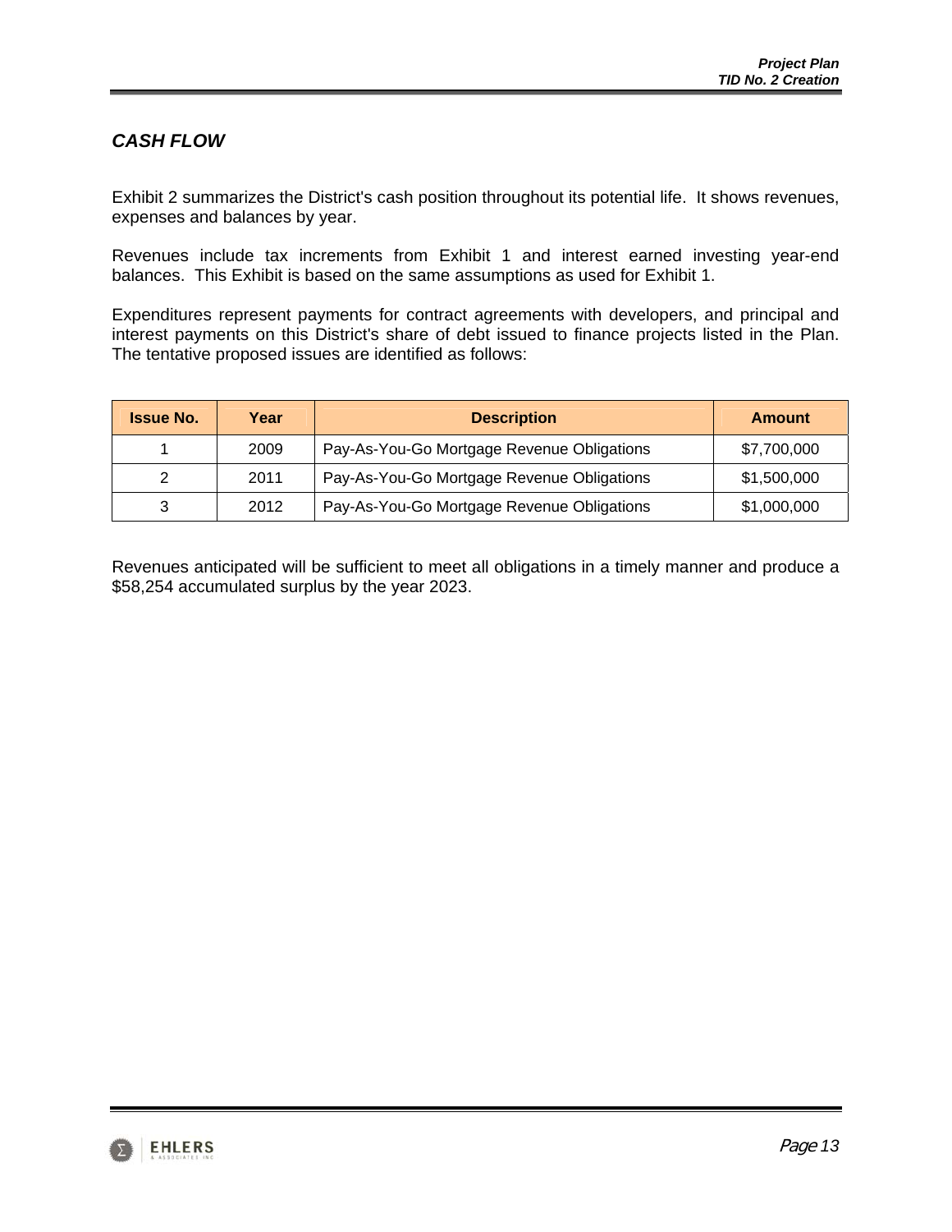## *CASH FLOW*

Exhibit 2 summarizes the District's cash position throughout its potential life. It shows revenues, expenses and balances by year.

Revenues include tax increments from Exhibit 1 and interest earned investing year-end balances. This Exhibit is based on the same assumptions as used for Exhibit 1.

Expenditures represent payments for contract agreements with developers, and principal and interest payments on this District's share of debt issued to finance projects listed in the Plan. The tentative proposed issues are identified as follows:

| Issue No. | Year | Description | Amount |
|---|---|---|---|
| 1 | 2009 | Pay-As-You-Go Mortgage Revenue Obligations | $7,700,000 |
| 2 | 2011 | Pay-As-You-Go Mortgage Revenue Obligations | $1,500,000 |
| 3 | 2012 | Pay-As-You-Go Mortgage Revenue Obligations | $1,000,000 |

Revenues anticipated will be sufficient to meet all obligations in a timely manner and produce a $58,254 accumulated surplus by the year 2023.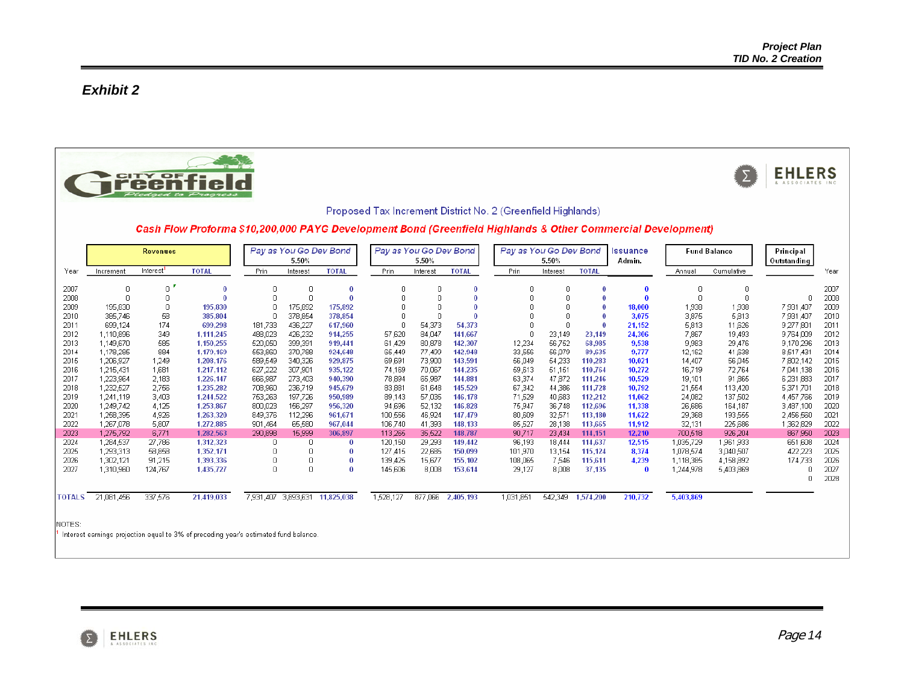## Exhibit 2

Proposed Tax Increment District No. 2 (Greenfield Highlands)

**Cash Flow Proforma $10,200,000 PAYG Development Bond (Greenfield Highlands & Other Commercial Development)**

| | Revenues | | | Pay as You Go Dev Bond 5.50% | | | Pay as You Go Dev Bond 5.50% | | | Pay as You Go Dev Bond 5.50% | | | Issuance Admin. | Fund Balance | | Principal Outstanding | |
|---|---|---|---|---|---|---|---|---|---|---|---|---|---|---|---|---|---|
| Year | Increment | Interest[1] | TOTAL | Prin | Interest | TOTAL | Prin | Interest | TOTAL | Prin | Interest | TOTAL | | Annual | Cumulative | | Year |
| 2007 | 0 | 0 | 0 | 0 | 0 | 0 | 0 | 0 | 0 | 0 | 0 | 0 | 0 | 0 | 0 | | 2007 |
| 2008 | 0 | 0 | 0 | 0 | 0 | 0 | 0 | 0 | 0 | 0 | 0 | 0 | 0 | 0 | 0 | 0 | 2008 |
| 2009 | 195,830 | 0 | 195,830 | 0 | 175,892 | 175,892 | 0 | 0 | 0 | 0 | 0 | 0 | 18,000 | 1,938 | 1,938 | 7,931,407 | 2009 |
| 2010 | 385,746 | 58 | 385,804 | 0 | 378,854 | 378,854 | 0 | 0 | 0 | 0 | 0 | 0 | 3,075 | 3,875 | 5,813 | 7,931,407 | 2010 |
| 2011 | 699,124 | 174 | 699,298 | 181,733 | 436,227 | 617,960 | 0 | 54,373 | 54,373 | 0 | 0 | 0 | 21,152 | 5,813 | 11,626 | 9,277,801 | 2011 |
| 2012 | 1,110,896 | 349 | 1,111,245 | 488,023 | 426,232 | 914,255 | 57,620 | 84,047 | 141,667 | 0 | 23,149 | 23,149 | 24,306 | 7,867 | 19,493 | 9,764,009 | 2012 |
| 2013 | 1,149,670 | 585 | 1,150,255 | 520,050 | 399,391 | 919,441 | 61,429 | 80,878 | 142,307 | 12,234 | 56,752 | 68,985 | 9,538 | 9,983 | 29,476 | 9,170,296 | 2013 |
| 2014 | 1,178,285 | 884 | 1,179,169 | 553,860 | 370,788 | 924,648 | 65,449 | 77,499 | 142,948 | 33,556 | 56,079 | 89,635 | 9,777 | 12,162 | 41,638 | 8,517,431 | 2014 |
| 2015 | 1,206,927 | 1,249 | 1,208,176 | 589,549 | 340,326 | 929,875 | 69,691 | 73,900 | 143,591 | 56,049 | 54,233 | 110,283 | 10,021 | 14,407 | 56,045 | 7,802,142 | 2015 |
| 2016 | 1,215,431 | 1,681 | 1,217,112 | 627,222 | 307,901 | 935,122 | 74,169 | 70,067 | 144,235 | 59,613 | 51,151 | 110,764 | 10,272 | 16,719 | 72,764 | 7,041,138 | 2016 |
| 2017 | 1,223,964 | 2,183 | 1,226,147 | 666,987 | 273,403 | 940,390 | 78,894 | 65,987 | 144,881 | 63,374 | 47,872 | 111,246 | 10,529 | 19,101 | 91,865 | 6,231,883 | 2017 |
| 2018 | 1,232,527 | 2,756 | 1,235,282 | 708,960 | 236,719 | 945,679 | 83,881 | 61,648 | 145,529 | 67,342 | 44,386 | 111,728 | 10,792 | 21,554 | 113,420 | 5,371,701 | 2018 |
| 2019 | 1,241,119 | 3,403 | 1,244,522 | 753,263 | 197,726 | 950,989 | 89,143 | 57,035 | 146,178 | 71,529 | 40,683 | 112,212 | 11,062 | 24,082 | 137,502 | 4,457,766 | 2019 |
| 2020 | 1,249,742 | 4,125 | 1,253,867 | 800,023 | 156,297 | 956,320 | 94,696 | 52,132 | 146,828 | 75,947 | 36,748 | 112,696 | 11,338 | 26,686 | 164,187 | 3,487,100 | 2020 |
| 2021 | 1,258,395 | 4,926 | 1,263,320 | 849,376 | 112,296 | 961,671 | 100,556 | 46,924 | 147,479 | 80,609 | 32,571 | 113,180 | 11,622 | 29,368 | 193,555 | 2,456,560 | 2021 |
| 2022 | 1,267,078 | 5,807 | 1,272,885 | 901,464 | 65,580 | 967,044 | 106,740 | 41,393 | 148,133 | 85,527 | 28,138 | 113,665 | 11,912 | 32,131 | 225,686 | 1,362,829 | 2022 |
| 2023 | 1,275,792 | 6,771 | 1,282,563 | 290,898 | 15,999 | 306,897 | 113,265 | 35,522 | 148,787 | 90,717 | 23,434 | 114,151 | 12,210 | 700,518 | 926,204 | 867,950 | 2023 |
| 2024 | 1,284,537 | 27,786 | 1,312,323 | 0 | 0 | 0 | 120,150 | 29,293 | 149,442 | 96,193 | 18,444 | 114,637 | 12,515 | 1,035,729 | 1,961,933 | 651,608 | 2024 |
| 2025 | 1,293,313 | 58,858 | 1,352,171 | 0 | 0 | 0 | 127,415 | 22,685 | 150,099 | 101,970 | 13,154 | 115,124 | 8,374 | 1,078,574 | 3,040,507 | 422,223 | 2025 |
| 2026 | 1,302,121 | 91,215 | 1,393,336 | 0 | 0 | 0 | 139,425 | 15,677 | 155,102 | 108,065 | 7,546 | 115,611 | 4,239 | 1,118,385 | 4,158,892 | 174,733 | 2026 |
| 2027 | 1,310,960 | 124,767 | 1,435,727 | 0 | 0 | 0 | 145,606 | 8,008 | 153,614 | 29,127 | 8,008 | 37,135 | 0 | 1,244,978 | 5,403,869 | 0 | 2027 |
| | | | | | | | | | | | | | | | | 0 | 2028 |
| TOTALS | 21,081,456 | 337,576 | 21,419,033 | 7,931,407 | 3,893,631 | 11,825,038 | 1,528,127 | 877,066 | 2,405,193 | 1,031,851 | 542,349 | 1,574,200 | 210,732 | 5,403,869 | | | |

NOTES:

[1] Interest earnings projection equal to 3% of preceding year's estimated fund balance.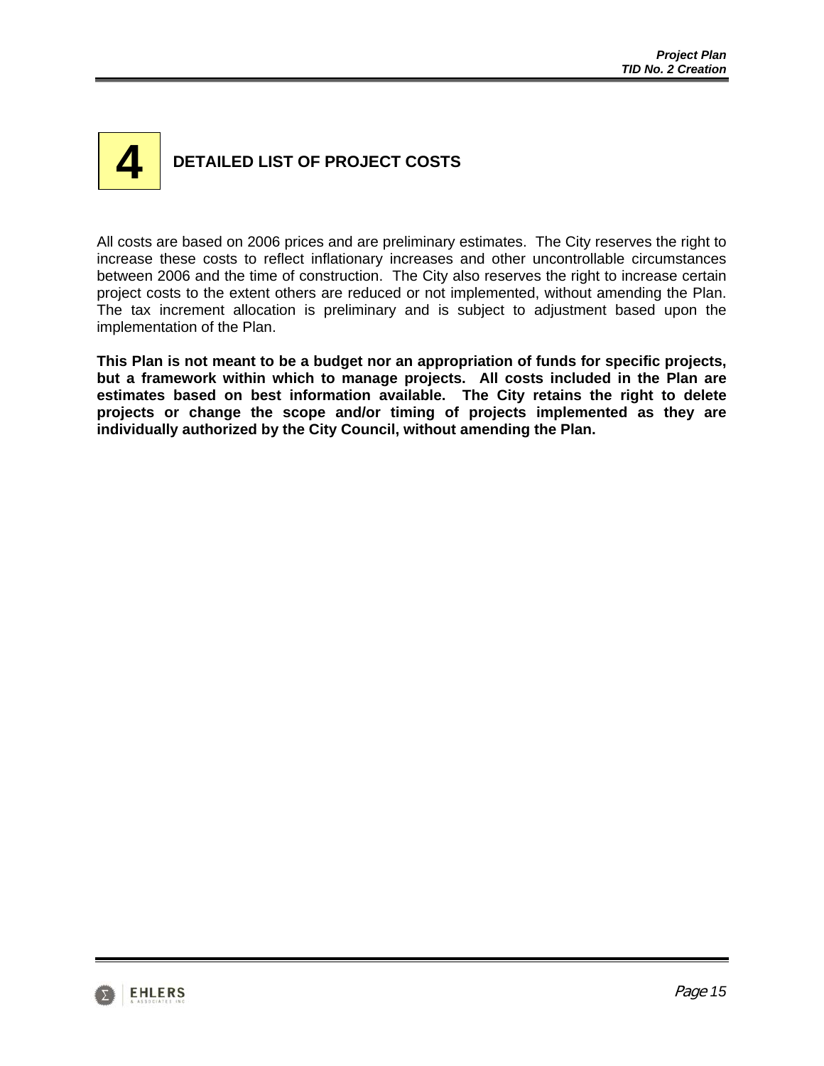# 4 DETAILED LIST OF PROJECT COSTS

All costs are based on 2006 prices and are preliminary estimates. The City reserves the right to increase these costs to reflect inflationary increases and other uncontrollable circumstances between 2006 and the time of construction. The City also reserves the right to increase certain project costs to the extent others are reduced or not implemented, without amending the Plan. The tax increment allocation is preliminary and is subject to adjustment based upon the implementation of the Plan.

**This Plan is not meant to be a budget nor an appropriation of funds for specific projects, but a framework within which to manage projects. All costs included in the Plan are estimates based on best information available. The City retains the right to delete projects or change the scope and/or timing of projects implemented as they are individually authorized by the City Council, without amending the Plan.**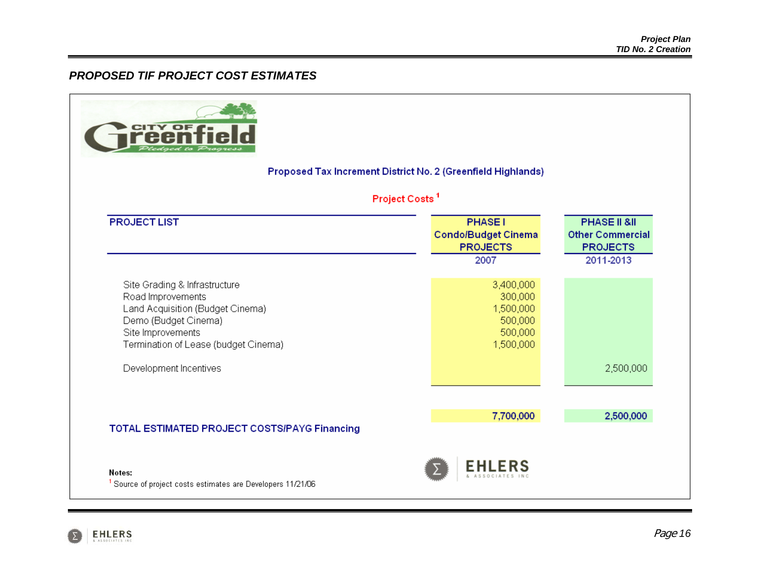## PROPOSED TIF PROJECT COST ESTIMATES

City of Greenfield — Pledged to Progress

**Proposed Tax Increment District No. 2 (Greenfield Highlands)**

**Project Costs** [1]

| PROJECT LIST | PHASE I Condo/Budget Cinema PROJECTS 2007 | PHASE II &II Other Commercial PROJECTS 2011-2013 |
|---|---|---|
| Site Grading & Infrastructure | 3,400,000 | |
| Road Improvements | 300,000 | |
| Land Acquisition (Budget Cinema) | 1,500,000 | |
| Demo (Budget Cinema) | 500,000 | |
| Site Improvements | 500,000 | |
| Termination of Lease (budget Cinema) | 1,500,000 | |
| Development Incentives | | 2,500,000 |
| **TOTAL ESTIMATED PROJECT COSTS/PAYG Financing** | **7,700,000** | **2,500,000** |

**Notes:**

[1] Source of project costs estimates are Developers 11/21/06

EHLERS & ASSOCIATES INC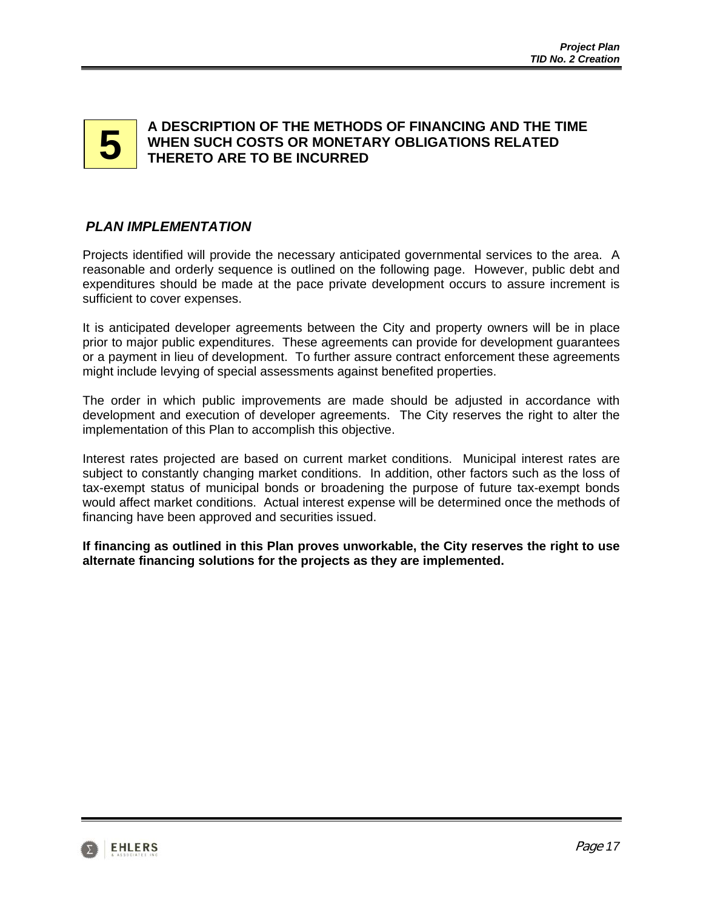# 5 A DESCRIPTION OF THE METHODS OF FINANCING AND THE TIME WHEN SUCH COSTS OR MONETARY OBLIGATIONS RELATED THERETO ARE TO BE INCURRED

## *PLAN IMPLEMENTATION*

Projects identified will provide the necessary anticipated governmental services to the area. A reasonable and orderly sequence is outlined on the following page. However, public debt and expenditures should be made at the pace private development occurs to assure increment is sufficient to cover expenses.

It is anticipated developer agreements between the City and property owners will be in place prior to major public expenditures. These agreements can provide for development guarantees or a payment in lieu of development. To further assure contract enforcement these agreements might include levying of special assessments against benefited properties.

The order in which public improvements are made should be adjusted in accordance with development and execution of developer agreements. The City reserves the right to alter the implementation of this Plan to accomplish this objective.

Interest rates projected are based on current market conditions. Municipal interest rates are subject to constantly changing market conditions. In addition, other factors such as the loss of tax-exempt status of municipal bonds or broadening the purpose of future tax-exempt bonds would affect market conditions. Actual interest expense will be determined once the methods of financing have been approved and securities issued.

**If financing as outlined in this Plan proves unworkable, the City reserves the right to use alternate financing solutions for the projects as they are implemented.**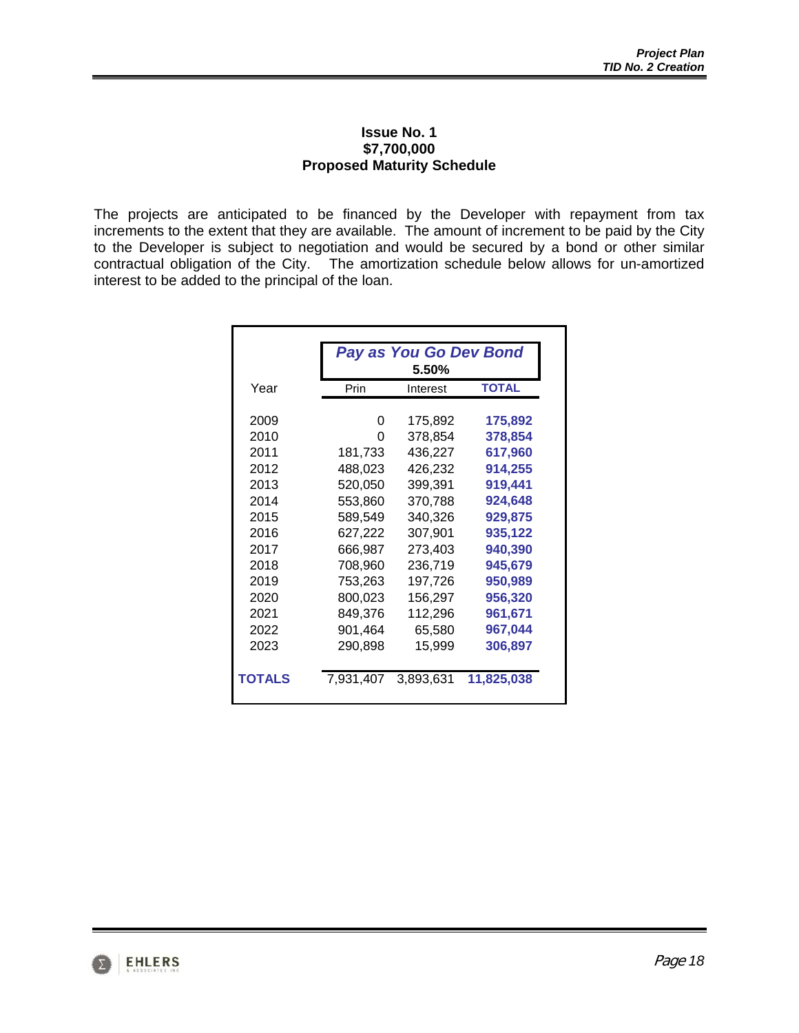**Issue No. 1**
**$7,700,000**
**Proposed Maturity Schedule**

The projects are anticipated to be financed by the Developer with repayment from tax increments to the extent that they are available. The amount of increment to be paid by the City to the Developer is subject to negotiation and would be secured by a bond or other similar contractual obligation of the City. The amortization schedule below allows for un-amortized interest to be added to the principal of the loan.

| | *Pay as You Go Dev Bond* 5.50% | | |
|---|---|---|---|
| Year | Prin | Interest | TOTAL |
| 2009 | 0 | 175,892 | 175,892 |
| 2010 | 0 | 378,854 | 378,854 |
| 2011 | 181,733 | 436,227 | 617,960 |
| 2012 | 488,023 | 426,232 | 914,255 |
| 2013 | 520,050 | 399,391 | 919,441 |
| 2014 | 553,860 | 370,788 | 924,648 |
| 2015 | 589,549 | 340,326 | 929,875 |
| 2016 | 627,222 | 307,901 | 935,122 |
| 2017 | 666,987 | 273,403 | 940,390 |
| 2018 | 708,960 | 236,719 | 945,679 |
| 2019 | 753,263 | 197,726 | 950,989 |
| 2020 | 800,023 | 156,297 | 956,320 |
| 2021 | 849,376 | 112,296 | 961,671 |
| 2022 | 901,464 | 65,580 | 967,044 |
| 2023 | 290,898 | 15,999 | 306,897 |
| **TOTALS** | 7,931,407 | 3,893,631 | 11,825,038 |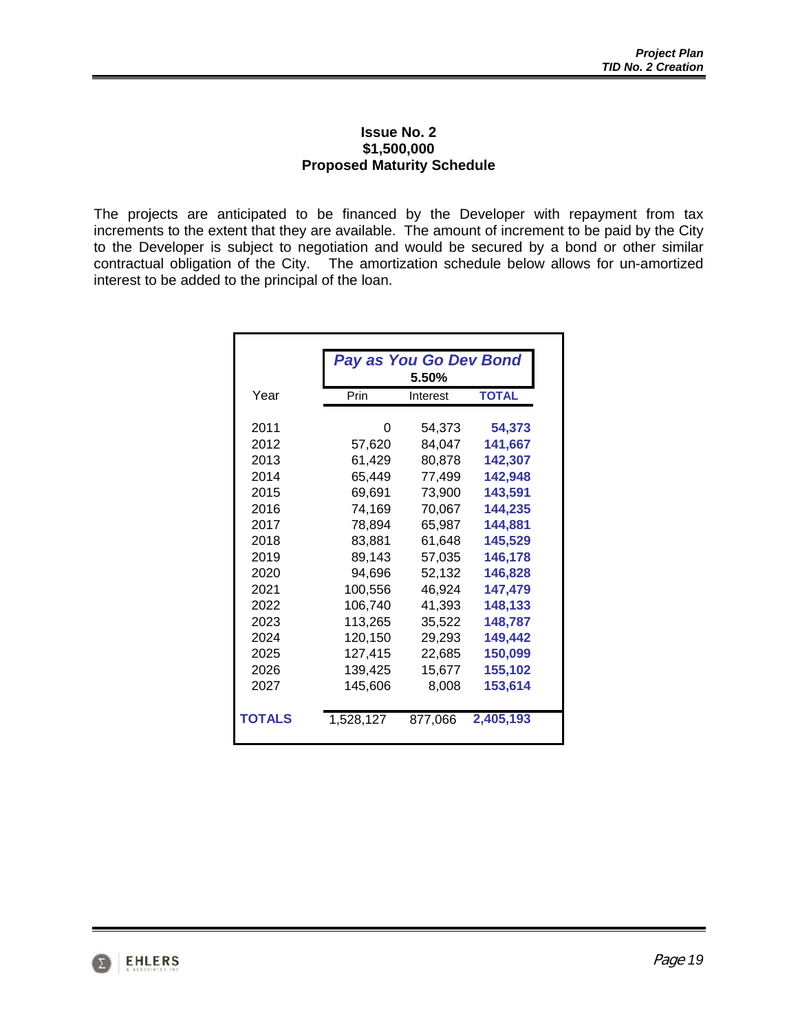**Issue No. 2**
**$1,500,000**
**Proposed Maturity Schedule**

The projects are anticipated to be financed by the Developer with repayment from tax increments to the extent that they are available. The amount of increment to be paid by the City to the Developer is subject to negotiation and would be secured by a bond or other similar contractual obligation of the City. The amortization schedule below allows for un-amortized interest to be added to the principal of the loan.

| | ***Pay as You Go Dev Bond*** **5.50%** | | |
|---|---|---|---|
| Year | Prin | Interest | **TOTAL** |
| 2011 | 0 | 54,373 | **54,373** |
| 2012 | 57,620 | 84,047 | **141,667** |
| 2013 | 61,429 | 80,878 | **142,307** |
| 2014 | 65,449 | 77,499 | **142,948** |
| 2015 | 69,691 | 73,900 | **143,591** |
| 2016 | 74,169 | 70,067 | **144,235** |
| 2017 | 78,894 | 65,987 | **144,881** |
| 2018 | 83,881 | 61,648 | **145,529** |
| 2019 | 89,143 | 57,035 | **146,178** |
| 2020 | 94,696 | 52,132 | **146,828** |
| 2021 | 100,556 | 46,924 | **147,479** |
| 2022 | 106,740 | 41,393 | **148,133** |
| 2023 | 113,265 | 35,522 | **148,787** |
| 2024 | 120,150 | 29,293 | **149,442** |
| 2025 | 127,415 | 22,685 | **150,099** |
| 2026 | 139,425 | 15,677 | **155,102** |
| 2027 | 145,606 | 8,008 | **153,614** |
| **TOTALS** | 1,528,127 | 877,066 | **2,405,193** |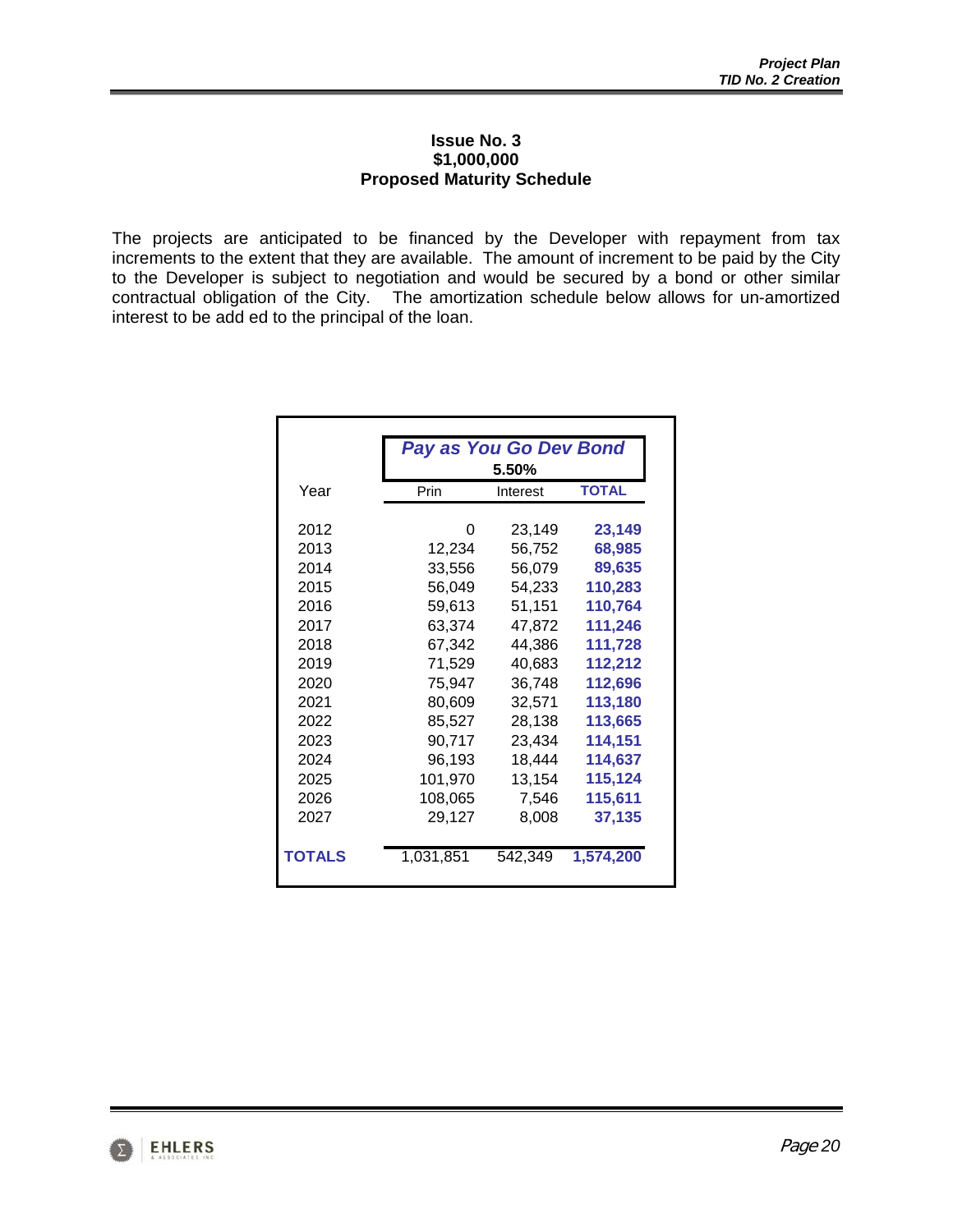**Issue No. 3**
**$1,000,000**
**Proposed Maturity Schedule**

The projects are anticipated to be financed by the Developer with repayment from tax increments to the extent that they are available. The amount of increment to be paid by the City to the Developer is subject to negotiation and would be secured by a bond or other similar contractual obligation of the City. The amortization schedule below allows for un-amortized interest to be add ed to the principal of the loan.

| | *Pay as You Go Dev Bond* 5.50% | | |
|---|---|---|---|
| Year | Prin | Interest | TOTAL |
| 2012 | 0 | 23,149 | 23,149 |
| 2013 | 12,234 | 56,752 | 68,985 |
| 2014 | 33,556 | 56,079 | 89,635 |
| 2015 | 56,049 | 54,233 | 110,283 |
| 2016 | 59,613 | 51,151 | 110,764 |
| 2017 | 63,374 | 47,872 | 111,246 |
| 2018 | 67,342 | 44,386 | 111,728 |
| 2019 | 71,529 | 40,683 | 112,212 |
| 2020 | 75,947 | 36,748 | 112,696 |
| 2021 | 80,609 | 32,571 | 113,180 |
| 2022 | 85,527 | 28,138 | 113,665 |
| 2023 | 90,717 | 23,434 | 114,151 |
| 2024 | 96,193 | 18,444 | 114,637 |
| 2025 | 101,970 | 13,154 | 115,124 |
| 2026 | 108,065 | 7,546 | 115,611 |
| 2027 | 29,127 | 8,008 | 37,135 |
| **TOTALS** | 1,031,851 | 542,349 | 1,574,200 |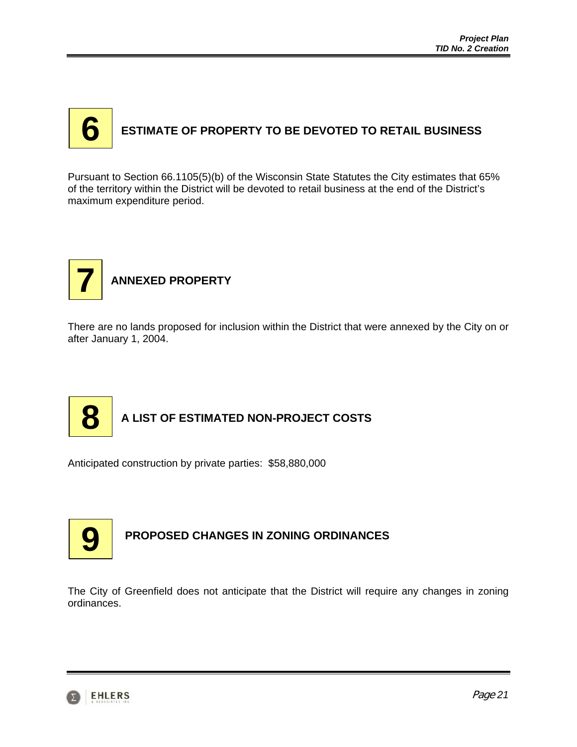## 6 ESTIMATE OF PROPERTY TO BE DEVOTED TO RETAIL BUSINESS

Pursuant to Section 66.1105(5)(b) of the Wisconsin State Statutes the City estimates that 65% of the territory within the District will be devoted to retail business at the end of the District's maximum expenditure period.

## 7 ANNEXED PROPERTY

There are no lands proposed for inclusion within the District that were annexed by the City on or after January 1, 2004.

## 8 A LIST OF ESTIMATED NON-PROJECT COSTS

Anticipated construction by private parties: $58,880,000

## 9 PROPOSED CHANGES IN ZONING ORDINANCES

The City of Greenfield does not anticipate that the District will require any changes in zoning ordinances.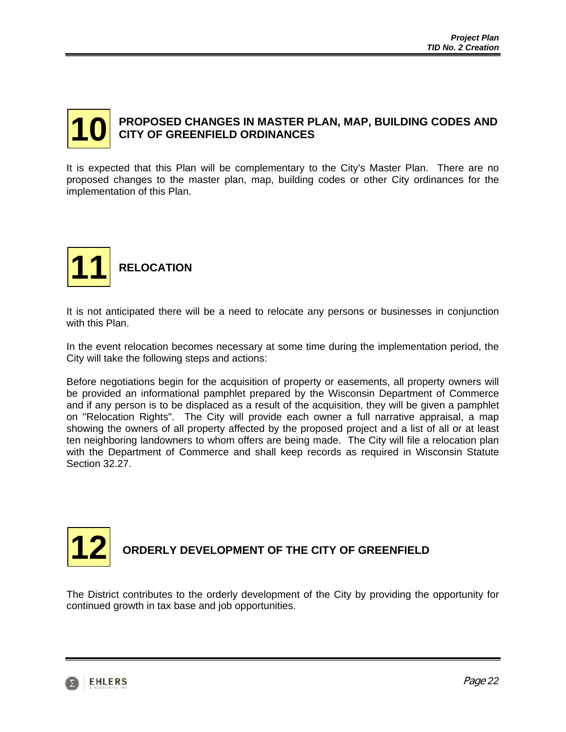# 10 PROPOSED CHANGES IN MASTER PLAN, MAP, BUILDING CODES AND CITY OF GREENFIELD ORDINANCES

It is expected that this Plan will be complementary to the City's Master Plan. There are no proposed changes to the master plan, map, building codes or other City ordinances for the implementation of this Plan.

# 11 RELOCATION

It is not anticipated there will be a need to relocate any persons or businesses in conjunction with this Plan.

In the event relocation becomes necessary at some time during the implementation period, the City will take the following steps and actions:

Before negotiations begin for the acquisition of property or easements, all property owners will be provided an informational pamphlet prepared by the Wisconsin Department of Commerce and if any person is to be displaced as a result of the acquisition, they will be given a pamphlet on "Relocation Rights". The City will provide each owner a full narrative appraisal, a map showing the owners of all property affected by the proposed project and a list of all or at least ten neighboring landowners to whom offers are being made. The City will file a relocation plan with the Department of Commerce and shall keep records as required in Wisconsin Statute Section 32.27.

# 12 ORDERLY DEVELOPMENT OF THE CITY OF GREENFIELD

The District contributes to the orderly development of the City by providing the opportunity for continued growth in tax base and job opportunities.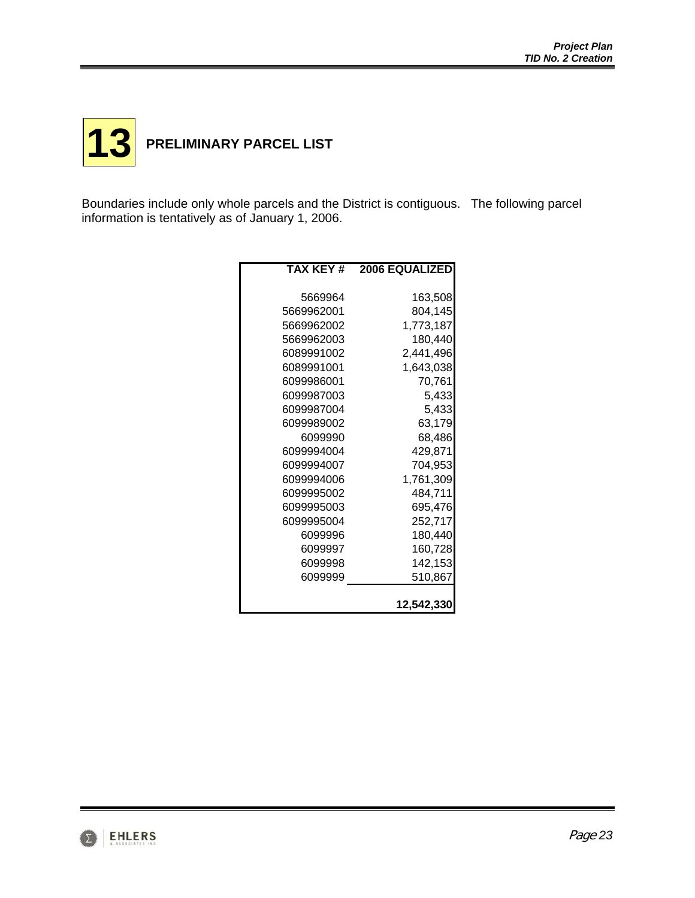# 13 PRELIMINARY PARCEL LIST

Boundaries include only whole parcels and the District is contiguous. The following parcel information is tentatively as of January 1, 2006.

| TAX KEY # | 2006 EQUALIZED |
|---|---|
| 5669964 | 163,508 |
| 5669962001 | 804,145 |
| 5669962002 | 1,773,187 |
| 5669962003 | 180,440 |
| 6089991002 | 2,441,496 |
| 6089991001 | 1,643,038 |
| 6099986001 | 70,761 |
| 6099987003 | 5,433 |
| 6099987004 | 5,433 |
| 6099989002 | 63,179 |
| 6099990 | 68,486 |
| 6099994004 | 429,871 |
| 6099994007 | 704,953 |
| 6099994006 | 1,761,309 |
| 6099995002 | 484,711 |
| 6099995003 | 695,476 |
| 6099995004 | 252,717 |
| 6099996 | 180,440 |
| 6099997 | 160,728 |
| 6099998 | 142,153 |
| 6099999 | 510,867 |
| | **12,542,330** |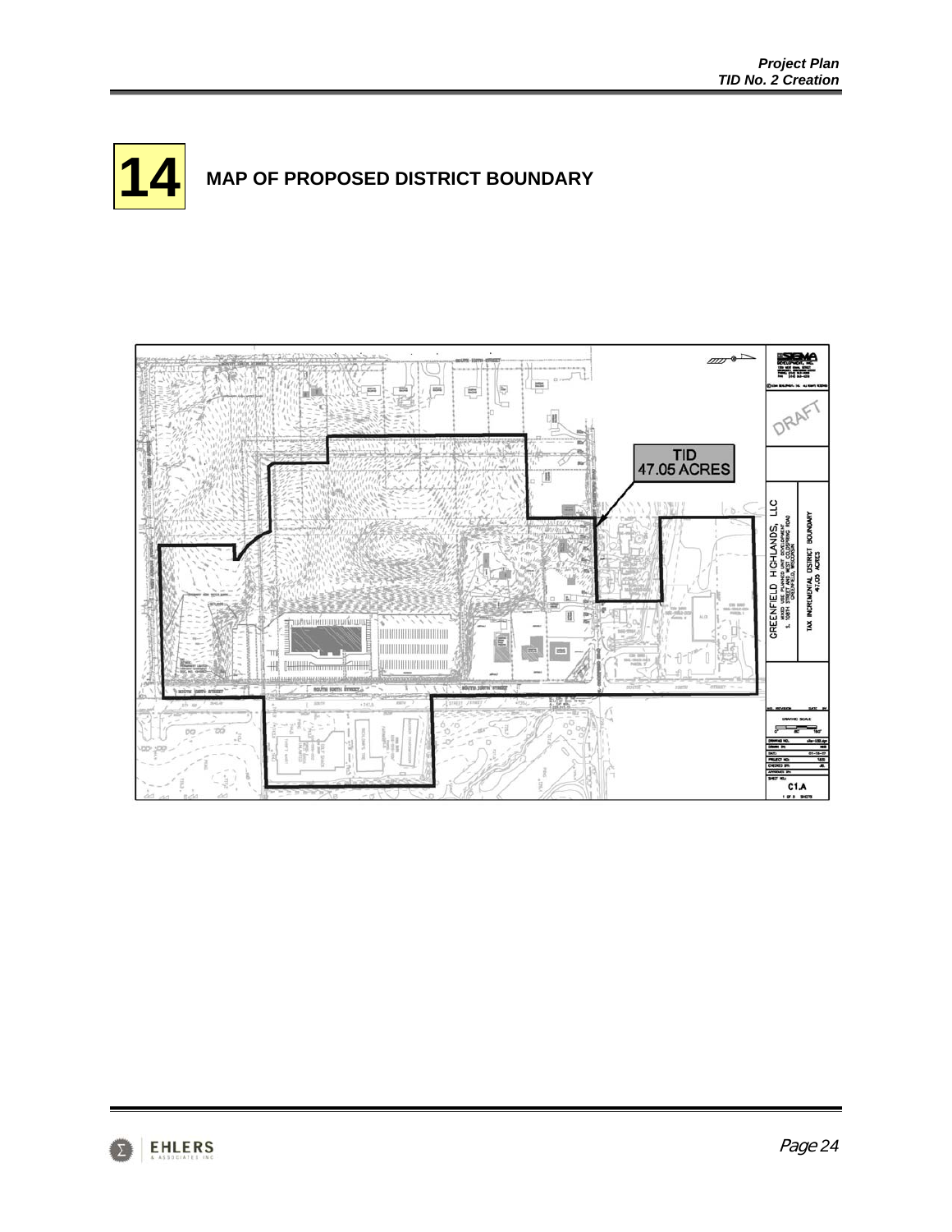# 14 MAP OF PROPOSED DISTRICT BOUNDARY

TID
47.05 ACRES

DRAFT

GREENFIELD HIGHLANDS, LLC

TAX INCREMENTAL DISTRICT BOUNDARY
47.05 ACRES

C1.A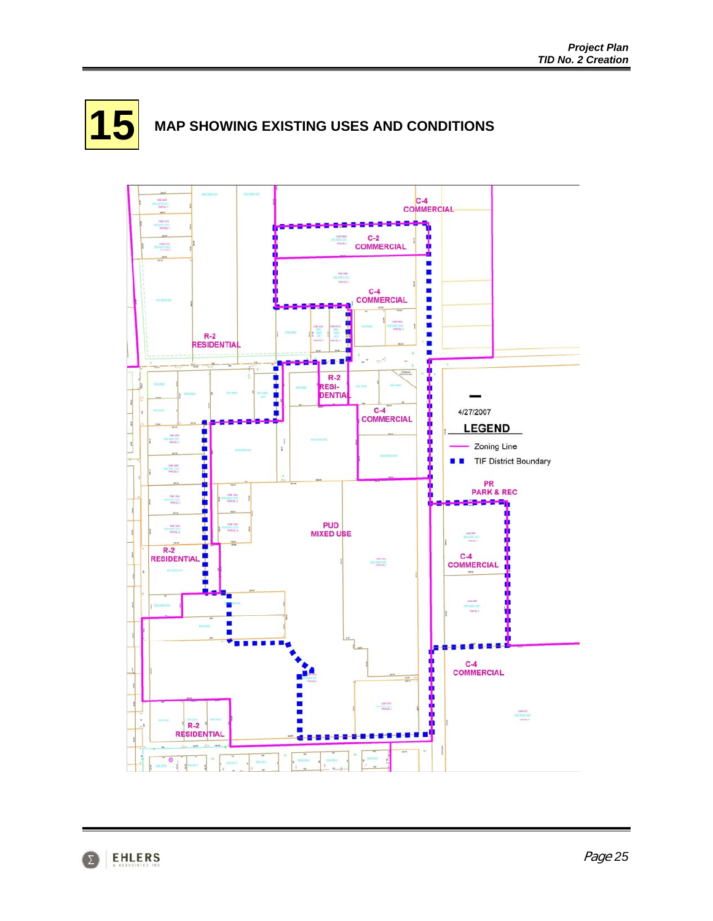# 15 MAP SHOWING EXISTING USES AND CONDITIONS

C-4 COMMERCIAL

C-2 COMMERCIAL

C-4 COMMERCIAL

R-2 RESIDENTIAL

R-2 RESI-DENTIAL

C-4 COMMERCIAL

4/27/2007

**LEGEND**

Zoning Line

TIF District Boundary

PR PARK & REC

PUD MIXED USE

R-2 RESIDENTIAL

C-4 COMMERCIAL

C-4 COMMERCIAL

R-2 RESIDENTIAL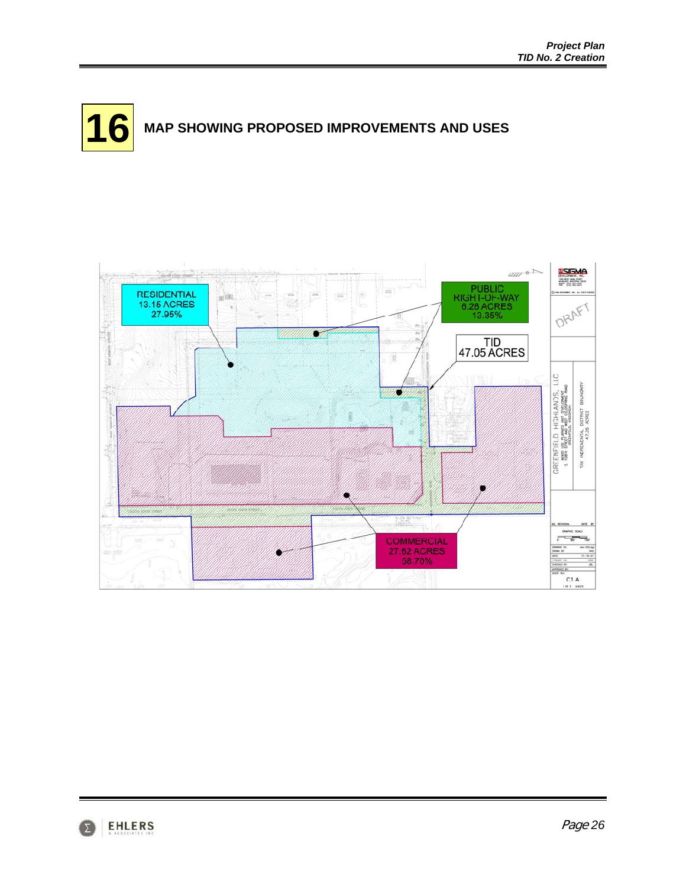# 16 MAP SHOWING PROPOSED IMPROVEMENTS AND USES

RESIDENTIAL
13.15 ACRES
27.95%

PUBLIC
RIGHT-OF-WAY
6.28 ACRES
13.35%

TID
47.05 ACRES

COMMERCIAL
27.62 ACRES
58.70%

GREENFIELD HIGHLANDS, LLC

TAX INCREMENTAL DISTRICT BOUNDARY
47.05 ACRES

DRAFT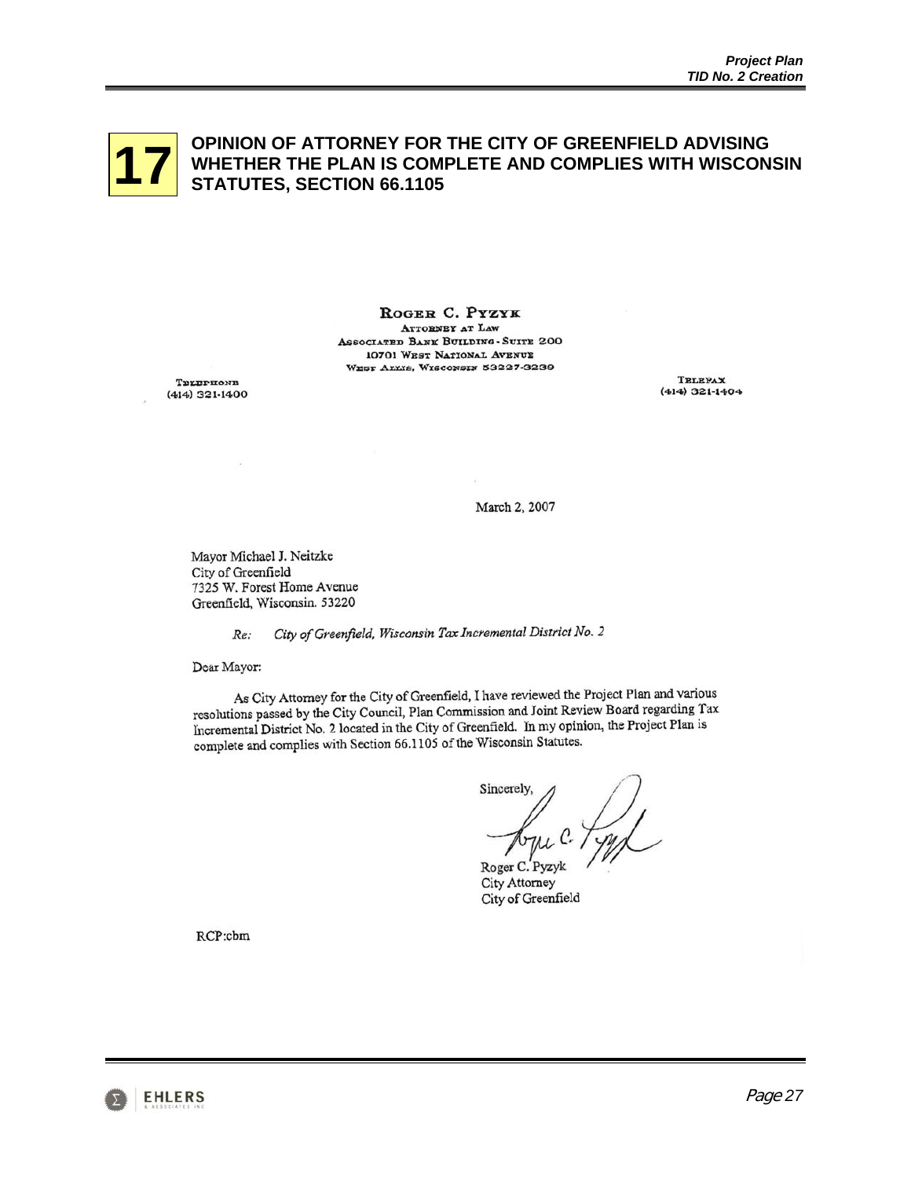# 17 OPINION OF ATTORNEY FOR THE CITY OF GREENFIELD ADVISING WHETHER THE PLAN IS COMPLETE AND COMPLIES WITH WISCONSIN STATUTES, SECTION 66.1105

**ROGER C. PYZYK**
ATTORNEY AT LAW
ASSOCIATED BANK BUILDING - SUITE 200
10701 WEST NATIONAL AVENUE
WEST ALLIS, WISCONSIN 53227-3230

TELEPHONE
(414) 321-1400

TELEFAX
(414) 321-1404

March 2, 2007

Mayor Michael J. Neitzke
City of Greenfield
7325 W. Forest Home Avenue
Greenfield, Wisconsin. 53220

*Re: City of Greenfield, Wisconsin Tax Incremental District No. 2*

Dear Mayor:

As City Attorney for the City of Greenfield, I have reviewed the Project Plan and various resolutions passed by the City Council, Plan Commission and Joint Review Board regarding Tax Incremental District No. 2 located in the City of Greenfield. In my opinion, the Project Plan is complete and complies with Section 66.1105 of the Wisconsin Statutes.

Sincerely,

Roger C. Pyzyk
City Attorney
City of Greenfield

RCP:cbm